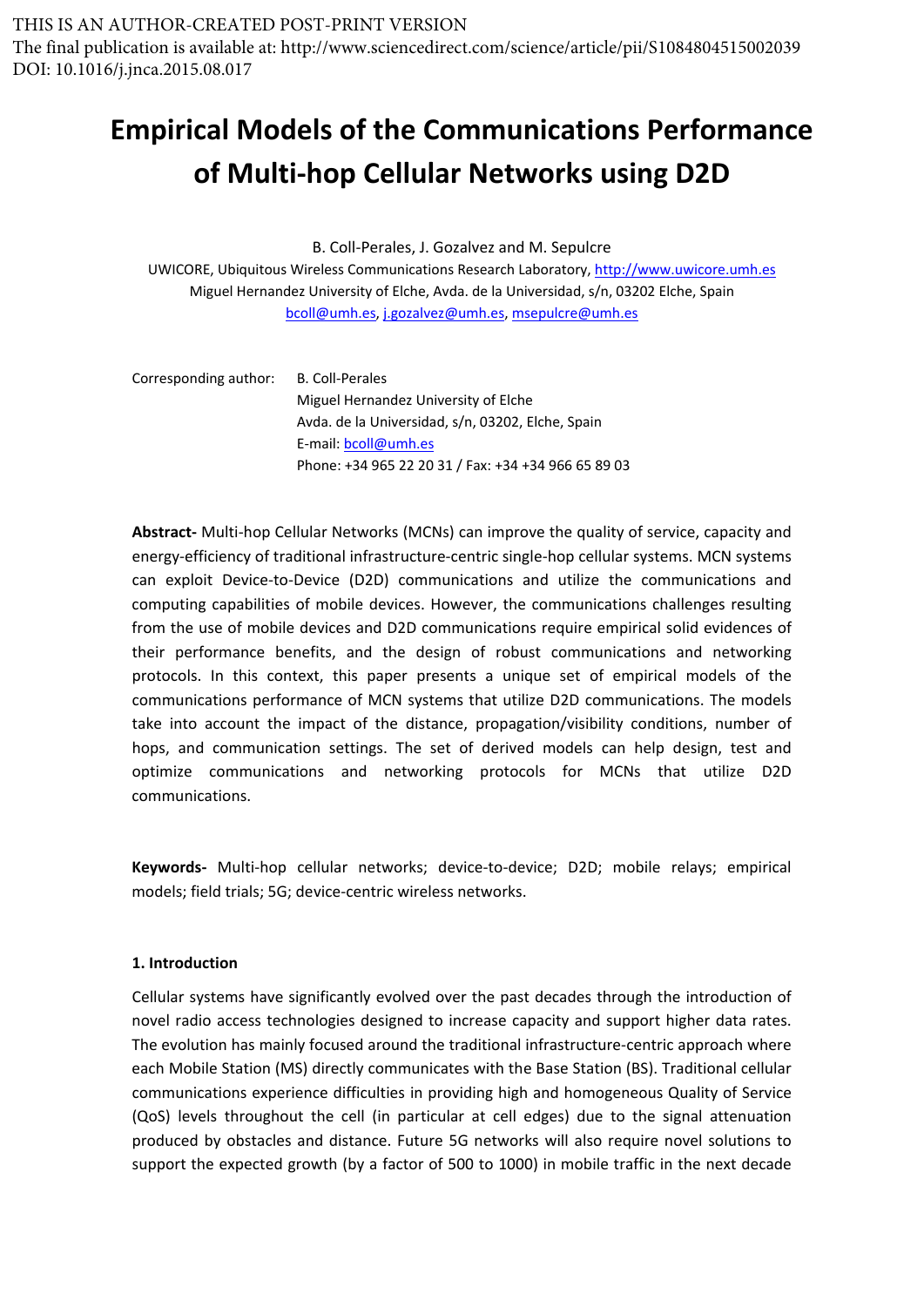THIS IS AN AUTHOR-CREATED POST-PRINT VERSION
The final publication is available at: http://www.sciencedirect.com/science/article/pii/S1084804515002039
DOI: 10.1016/j.jnca.2015.08.017

# Empirical Models of the Communications Performance of Multi-hop Cellular Networks using D2D

B. Coll-Perales, J. Gozalvez and M. Sepulcre
UWICORE, Ubiquitous Wireless Communications Research Laboratory, http://www.uwicore.umh.es
Miguel Hernandez University of Elche, Avda. de la Universidad, s/n, 03202 Elche, Spain
bcoll@umh.es, j.gozalvez@umh.es, msepulcre@umh.es

Corresponding author: B. Coll-Perales
Miguel Hernandez University of Elche
Avda. de la Universidad, s/n, 03202, Elche, Spain
E-mail: bcoll@umh.es
Phone: +34 965 22 20 31 / Fax: +34 +34 966 65 89 03

**Abstract-** Multi-hop Cellular Networks (MCNs) can improve the quality of service, capacity and energy-efficiency of traditional infrastructure-centric single-hop cellular systems. MCN systems can exploit Device-to-Device (D2D) communications and utilize the communications and computing capabilities of mobile devices. However, the communications challenges resulting from the use of mobile devices and D2D communications require empirical solid evidences of their performance benefits, and the design of robust communications and networking protocols. In this context, this paper presents a unique set of empirical models of the communications performance of MCN systems that utilize D2D communications. The models take into account the impact of the distance, propagation/visibility conditions, number of hops, and communication settings. The set of derived models can help design, test and optimize communications and networking protocols for MCNs that utilize D2D communications.

**Keywords-** Multi-hop cellular networks; device-to-device; D2D; mobile relays; empirical models; field trials; 5G; device-centric wireless networks.

## 1. Introduction

Cellular systems have significantly evolved over the past decades through the introduction of novel radio access technologies designed to increase capacity and support higher data rates. The evolution has mainly focused around the traditional infrastructure-centric approach where each Mobile Station (MS) directly communicates with the Base Station (BS). Traditional cellular communications experience difficulties in providing high and homogeneous Quality of Service (QoS) levels throughout the cell (in particular at cell edges) due to the signal attenuation produced by obstacles and distance. Future 5G networks will also require novel solutions to support the expected growth (by a factor of 500 to 1000) in mobile traffic in the next decade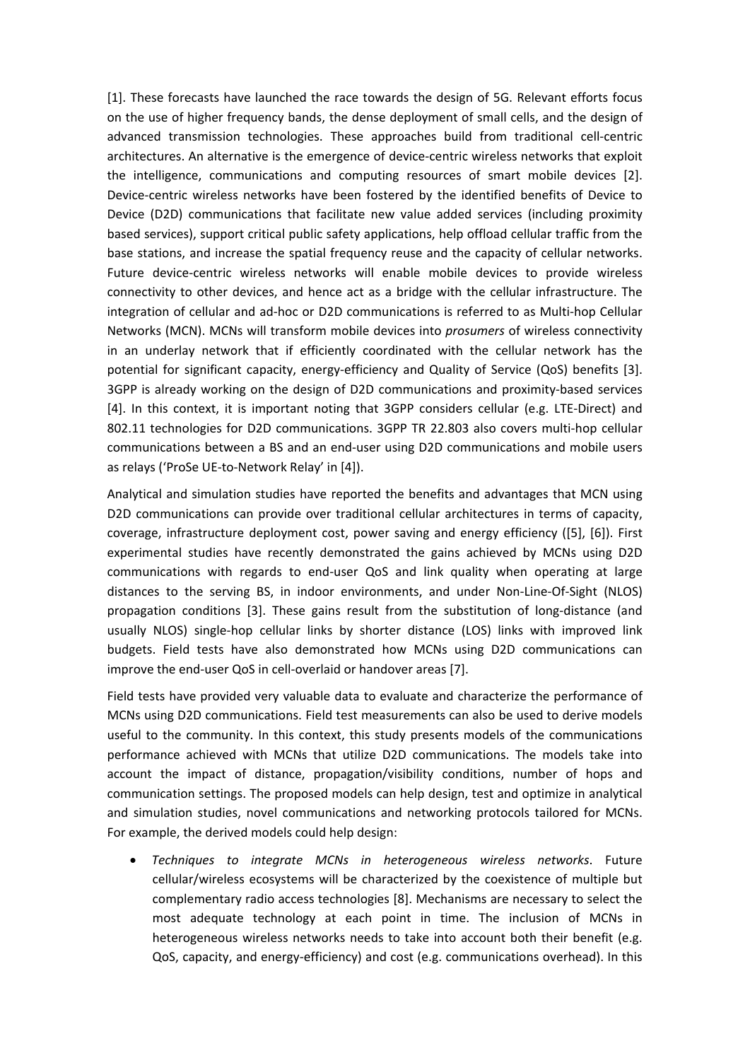[1]. These forecasts have launched the race towards the design of 5G. Relevant efforts focus on the use of higher frequency bands, the dense deployment of small cells, and the design of advanced transmission technologies. These approaches build from traditional cell-centric architectures. An alternative is the emergence of device-centric wireless networks that exploit the intelligence, communications and computing resources of smart mobile devices [2]. Device-centric wireless networks have been fostered by the identified benefits of Device to Device (D2D) communications that facilitate new value added services (including proximity based services), support critical public safety applications, help offload cellular traffic from the base stations, and increase the spatial frequency reuse and the capacity of cellular networks. Future device-centric wireless networks will enable mobile devices to provide wireless connectivity to other devices, and hence act as a bridge with the cellular infrastructure. The integration of cellular and ad-hoc or D2D communications is referred to as Multi-hop Cellular Networks (MCN). MCNs will transform mobile devices into *prosumers* of wireless connectivity in an underlay network that if efficiently coordinated with the cellular network has the potential for significant capacity, energy-efficiency and Quality of Service (QoS) benefits [3]. 3GPP is already working on the design of D2D communications and proximity-based services [4]. In this context, it is important noting that 3GPP considers cellular (e.g. LTE-Direct) and 802.11 technologies for D2D communications. 3GPP TR 22.803 also covers multi-hop cellular communications between a BS and an end-user using D2D communications and mobile users as relays ('ProSe UE-to-Network Relay' in [4]).

Analytical and simulation studies have reported the benefits and advantages that MCN using D2D communications can provide over traditional cellular architectures in terms of capacity, coverage, infrastructure deployment cost, power saving and energy efficiency ([5], [6]). First experimental studies have recently demonstrated the gains achieved by MCNs using D2D communications with regards to end-user QoS and link quality when operating at large distances to the serving BS, in indoor environments, and under Non-Line-Of-Sight (NLOS) propagation conditions [3]. These gains result from the substitution of long-distance (and usually NLOS) single-hop cellular links by shorter distance (LOS) links with improved link budgets. Field tests have also demonstrated how MCNs using D2D communications can improve the end-user QoS in cell-overlaid or handover areas [7].

Field tests have provided very valuable data to evaluate and characterize the performance of MCNs using D2D communications. Field test measurements can also be used to derive models useful to the community. In this context, this study presents models of the communications performance achieved with MCNs that utilize D2D communications. The models take into account the impact of distance, propagation/visibility conditions, number of hops and communication settings. The proposed models can help design, test and optimize in analytical and simulation studies, novel communications and networking protocols tailored for MCNs. For example, the derived models could help design:

- *Techniques to integrate MCNs in heterogeneous wireless networks*. Future cellular/wireless ecosystems will be characterized by the coexistence of multiple but complementary radio access technologies [8]. Mechanisms are necessary to select the most adequate technology at each point in time. The inclusion of MCNs in heterogeneous wireless networks needs to take into account both their benefit (e.g. QoS, capacity, and energy-efficiency) and cost (e.g. communications overhead). In this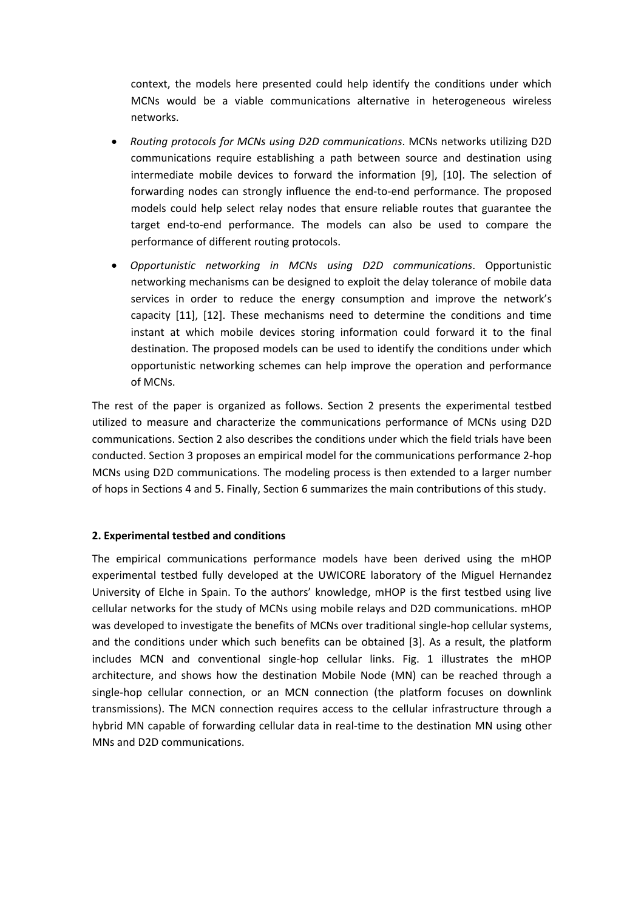context, the models here presented could help identify the conditions under which MCNs would be a viable communications alternative in heterogeneous wireless networks.

- *Routing protocols for MCNs using D2D communications*. MCNs networks utilizing D2D communications require establishing a path between source and destination using intermediate mobile devices to forward the information [9], [10]. The selection of forwarding nodes can strongly influence the end-to-end performance. The proposed models could help select relay nodes that ensure reliable routes that guarantee the target end-to-end performance. The models can also be used to compare the performance of different routing protocols.
- *Opportunistic networking in MCNs using D2D communications*. Opportunistic networking mechanisms can be designed to exploit the delay tolerance of mobile data services in order to reduce the energy consumption and improve the network's capacity [11], [12]. These mechanisms need to determine the conditions and time instant at which mobile devices storing information could forward it to the final destination. The proposed models can be used to identify the conditions under which opportunistic networking schemes can help improve the operation and performance of MCNs.

The rest of the paper is organized as follows. Section 2 presents the experimental testbed utilized to measure and characterize the communications performance of MCNs using D2D communications. Section 2 also describes the conditions under which the field trials have been conducted. Section 3 proposes an empirical model for the communications performance 2-hop MCNs using D2D communications. The modeling process is then extended to a larger number of hops in Sections 4 and 5. Finally, Section 6 summarizes the main contributions of this study.

## 2. Experimental testbed and conditions

The empirical communications performance models have been derived using the mHOP experimental testbed fully developed at the UWICORE laboratory of the Miguel Hernandez University of Elche in Spain. To the authors' knowledge, mHOP is the first testbed using live cellular networks for the study of MCNs using mobile relays and D2D communications. mHOP was developed to investigate the benefits of MCNs over traditional single-hop cellular systems, and the conditions under which such benefits can be obtained [3]. As a result, the platform includes MCN and conventional single-hop cellular links. Fig. 1 illustrates the mHOP architecture, and shows how the destination Mobile Node (MN) can be reached through a single-hop cellular connection, or an MCN connection (the platform focuses on downlink transmissions). The MCN connection requires access to the cellular infrastructure through a hybrid MN capable of forwarding cellular data in real-time to the destination MN using other MNs and D2D communications.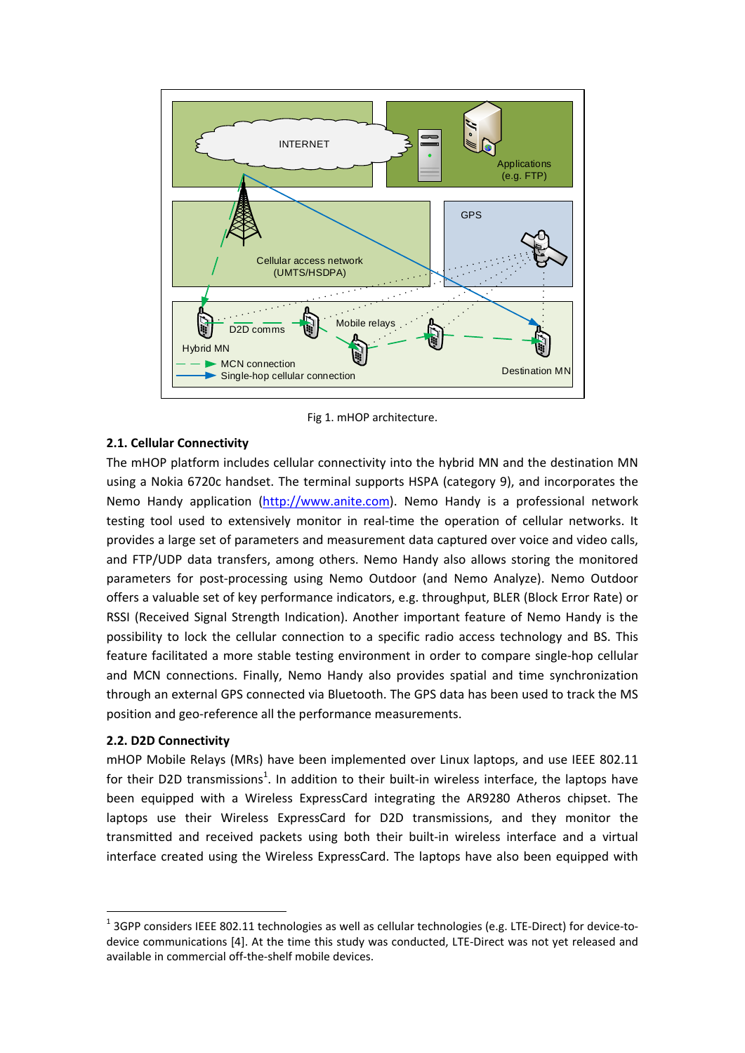Fig 1. mHOP architecture.

### 2.1. Cellular Connectivity

The mHOP platform includes cellular connectivity into the hybrid MN and the destination MN using a Nokia 6720c handset. The terminal supports HSPA (category 9), and incorporates the Nemo Handy application (http://www.anite.com). Nemo Handy is a professional network testing tool used to extensively monitor in real-time the operation of cellular networks. It provides a large set of parameters and measurement data captured over voice and video calls, and FTP/UDP data transfers, among others. Nemo Handy also allows storing the monitored parameters for post-processing using Nemo Outdoor (and Nemo Analyze). Nemo Outdoor offers a valuable set of key performance indicators, e.g. throughput, BLER (Block Error Rate) or RSSI (Received Signal Strength Indication). Another important feature of Nemo Handy is the possibility to lock the cellular connection to a specific radio access technology and BS. This feature facilitated a more stable testing environment in order to compare single-hop cellular and MCN connections. Finally, Nemo Handy also provides spatial and time synchronization through an external GPS connected via Bluetooth. The GPS data has been used to track the MS position and geo-reference all the performance measurements.

### 2.2. D2D Connectivity

mHOP Mobile Relays (MRs) have been implemented over Linux laptops, and use IEEE 802.11 for their D2D transmissions[1]. In addition to their built-in wireless interface, the laptops have been equipped with a Wireless ExpressCard integrating the AR9280 Atheros chipset. The laptops use their Wireless ExpressCard for D2D transmissions, and they monitor the transmitted and received packets using both their built-in wireless interface and a virtual interface created using the Wireless ExpressCard. The laptops have also been equipped with

[1] 3GPP considers IEEE 802.11 technologies as well as cellular technologies (e.g. LTE-Direct) for device-to-device communications [4]. At the time this study was conducted, LTE-Direct was not yet released and available in commercial off-the-shelf mobile devices.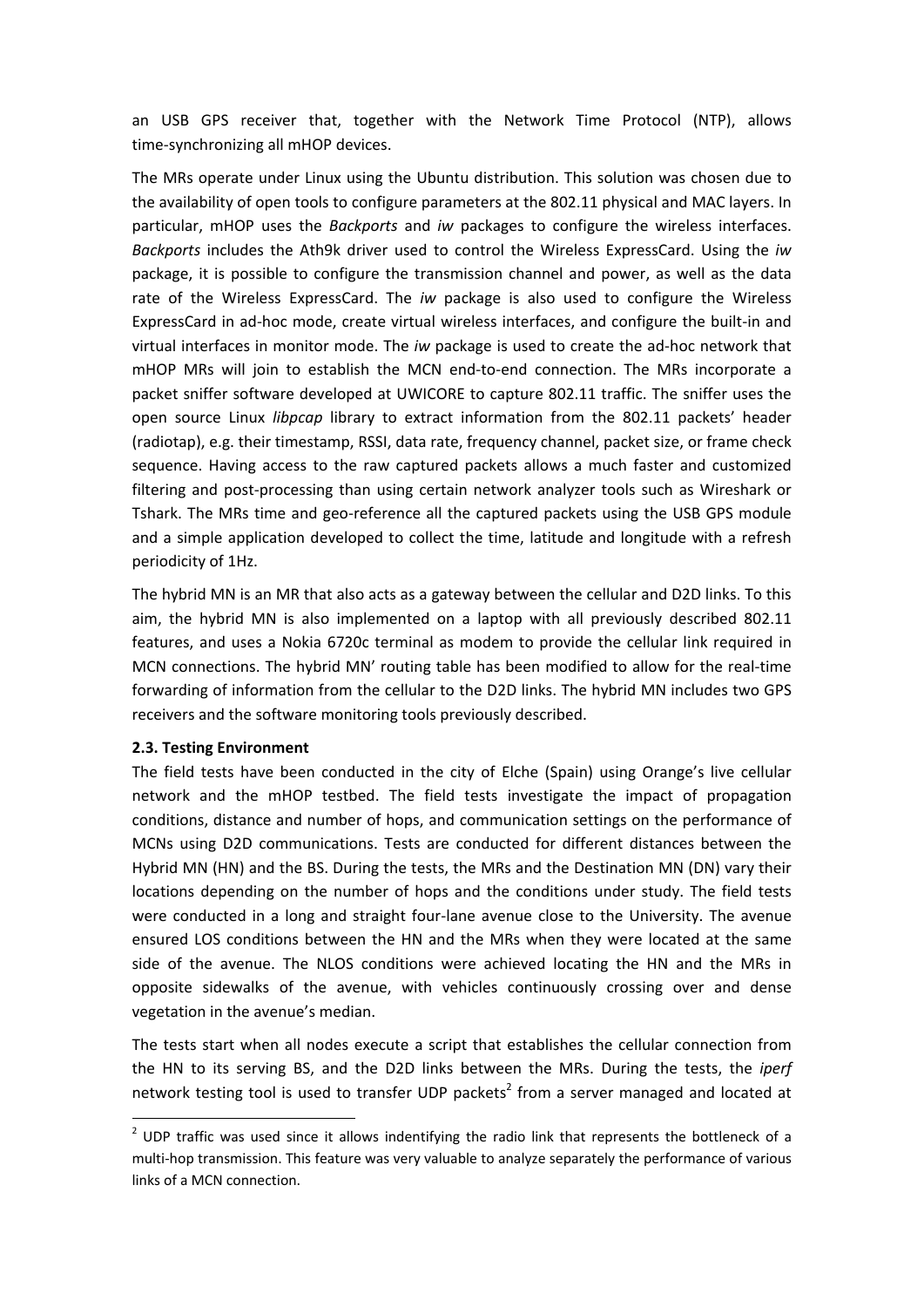an USB GPS receiver that, together with the Network Time Protocol (NTP), allows time-synchronizing all mHOP devices.

The MRs operate under Linux using the Ubuntu distribution. This solution was chosen due to the availability of open tools to configure parameters at the 802.11 physical and MAC layers. In particular, mHOP uses the *Backports* and *iw* packages to configure the wireless interfaces. *Backports* includes the Ath9k driver used to control the Wireless ExpressCard. Using the *iw* package, it is possible to configure the transmission channel and power, as well as the data rate of the Wireless ExpressCard. The *iw* package is also used to configure the Wireless ExpressCard in ad-hoc mode, create virtual wireless interfaces, and configure the built-in and virtual interfaces in monitor mode. The *iw* package is used to create the ad-hoc network that mHOP MRs will join to establish the MCN end-to-end connection. The MRs incorporate a packet sniffer software developed at UWICORE to capture 802.11 traffic. The sniffer uses the open source Linux *libpcap* library to extract information from the 802.11 packets' header (radiotap), e.g. their timestamp, RSSI, data rate, frequency channel, packet size, or frame check sequence. Having access to the raw captured packets allows a much faster and customized filtering and post-processing than using certain network analyzer tools such as Wireshark or Tshark. The MRs time and geo-reference all the captured packets using the USB GPS module and a simple application developed to collect the time, latitude and longitude with a refresh periodicity of 1Hz.

The hybrid MN is an MR that also acts as a gateway between the cellular and D2D links. To this aim, the hybrid MN is also implemented on a laptop with all previously described 802.11 features, and uses a Nokia 6720c terminal as modem to provide the cellular link required in MCN connections. The hybrid MN' routing table has been modified to allow for the real-time forwarding of information from the cellular to the D2D links. The hybrid MN includes two GPS receivers and the software monitoring tools previously described.

### 2.3. Testing Environment

The field tests have been conducted in the city of Elche (Spain) using Orange's live cellular network and the mHOP testbed. The field tests investigate the impact of propagation conditions, distance and number of hops, and communication settings on the performance of MCNs using D2D communications. Tests are conducted for different distances between the Hybrid MN (HN) and the BS. During the tests, the MRs and the Destination MN (DN) vary their locations depending on the number of hops and the conditions under study. The field tests were conducted in a long and straight four-lane avenue close to the University. The avenue ensured LOS conditions between the HN and the MRs when they were located at the same side of the avenue. The NLOS conditions were achieved locating the HN and the MRs in opposite sidewalks of the avenue, with vehicles continuously crossing over and dense vegetation in the avenue's median.

The tests start when all nodes execute a script that establishes the cellular connection from the HN to its serving BS, and the D2D links between the MRs. During the tests, the *iperf* network testing tool is used to transfer UDP packets[2] from a server managed and located at

[2] UDP traffic was used since it allows indentifying the radio link that represents the bottleneck of a multi-hop transmission. This feature was very valuable to analyze separately the performance of various links of a MCN connection.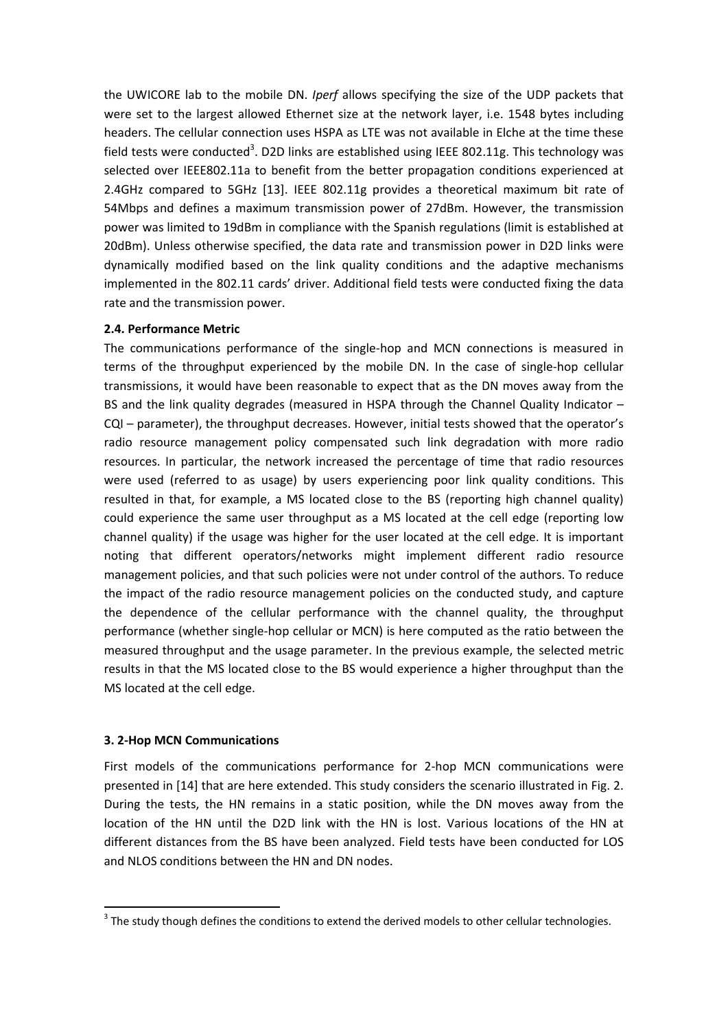the UWICORE lab to the mobile DN. *Iperf* allows specifying the size of the UDP packets that were set to the largest allowed Ethernet size at the network layer, i.e. 1548 bytes including headers. The cellular connection uses HSPA as LTE was not available in Elche at the time these field tests were conducted[3]. D2D links are established using IEEE 802.11g. This technology was selected over IEEE802.11a to benefit from the better propagation conditions experienced at 2.4GHz compared to 5GHz [13]. IEEE 802.11g provides a theoretical maximum bit rate of 54Mbps and defines a maximum transmission power of 27dBm. However, the transmission power was limited to 19dBm in compliance with the Spanish regulations (limit is established at 20dBm). Unless otherwise specified, the data rate and transmission power in D2D links were dynamically modified based on the link quality conditions and the adaptive mechanisms implemented in the 802.11 cards' driver. Additional field tests were conducted fixing the data rate and the transmission power.

### 2.4. Performance Metric

The communications performance of the single-hop and MCN connections is measured in terms of the throughput experienced by the mobile DN. In the case of single-hop cellular transmissions, it would have been reasonable to expect that as the DN moves away from the BS and the link quality degrades (measured in HSPA through the Channel Quality Indicator – CQI – parameter), the throughput decreases. However, initial tests showed that the operator's radio resource management policy compensated such link degradation with more radio resources. In particular, the network increased the percentage of time that radio resources were used (referred to as usage) by users experiencing poor link quality conditions. This resulted in that, for example, a MS located close to the BS (reporting high channel quality) could experience the same user throughput as a MS located at the cell edge (reporting low channel quality) if the usage was higher for the user located at the cell edge. It is important noting that different operators/networks might implement different radio resource management policies, and that such policies were not under control of the authors. To reduce the impact of the radio resource management policies on the conducted study, and capture the dependence of the cellular performance with the channel quality, the throughput performance (whether single-hop cellular or MCN) is here computed as the ratio between the measured throughput and the usage parameter. In the previous example, the selected metric results in that the MS located close to the BS would experience a higher throughput than the MS located at the cell edge.

## 3. 2-Hop MCN Communications

First models of the communications performance for 2-hop MCN communications were presented in [14] that are here extended. This study considers the scenario illustrated in Fig. 2. During the tests, the HN remains in a static position, while the DN moves away from the location of the HN until the D2D link with the HN is lost. Various locations of the HN at different distances from the BS have been analyzed. Field tests have been conducted for LOS and NLOS conditions between the HN and DN nodes.

[3] The study though defines the conditions to extend the derived models to other cellular technologies.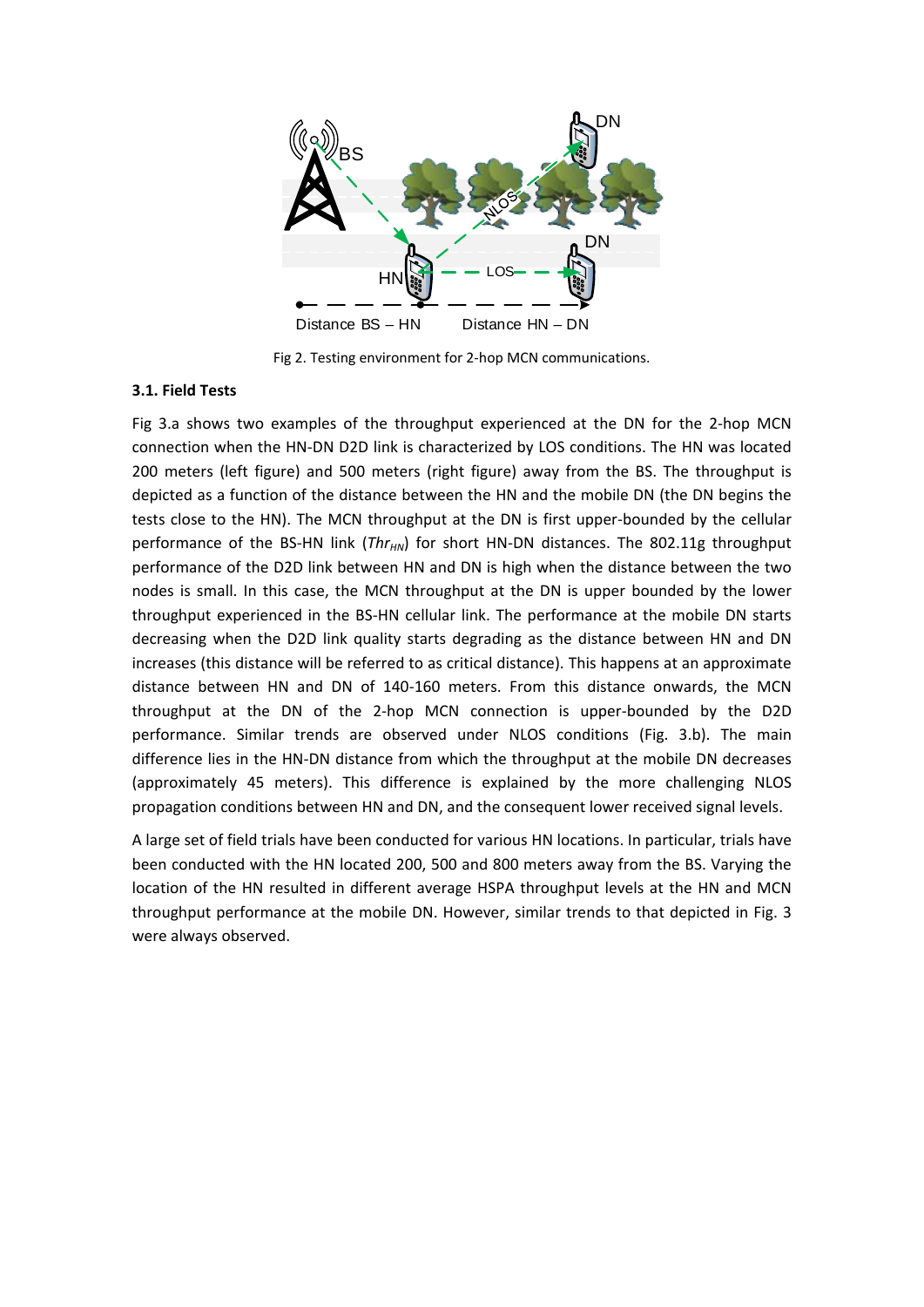Fig 2. Testing environment for 2-hop MCN communications.

### 3.1. Field Tests

Fig 3.a shows two examples of the throughput experienced at the DN for the 2-hop MCN connection when the HN-DN D2D link is characterized by LOS conditions. The HN was located 200 meters (left figure) and 500 meters (right figure) away from the BS. The throughput is depicted as a function of the distance between the HN and the mobile DN (the DN begins the tests close to the HN). The MCN throughput at the DN is first upper-bounded by the cellular performance of the BS-HN link ($Thr_{HN}$) for short HN-DN distances. The 802.11g throughput performance of the D2D link between HN and DN is high when the distance between the two nodes is small. In this case, the MCN throughput at the DN is upper bounded by the lower throughput experienced in the BS-HN cellular link. The performance at the mobile DN starts decreasing when the D2D link quality starts degrading as the distance between HN and DN increases (this distance will be referred to as critical distance). This happens at an approximate distance between HN and DN of 140-160 meters. From this distance onwards, the MCN throughput at the DN of the 2-hop MCN connection is upper-bounded by the D2D performance. Similar trends are observed under NLOS conditions (Fig. 3.b). The main difference lies in the HN-DN distance from which the throughput at the mobile DN decreases (approximately 45 meters). This difference is explained by the more challenging NLOS propagation conditions between HN and DN, and the consequent lower received signal levels.

A large set of field trials have been conducted for various HN locations. In particular, trials have been conducted with the HN located 200, 500 and 800 meters away from the BS. Varying the location of the HN resulted in different average HSPA throughput levels at the HN and MCN throughput performance at the mobile DN. However, similar trends to that depicted in Fig. 3 were always observed.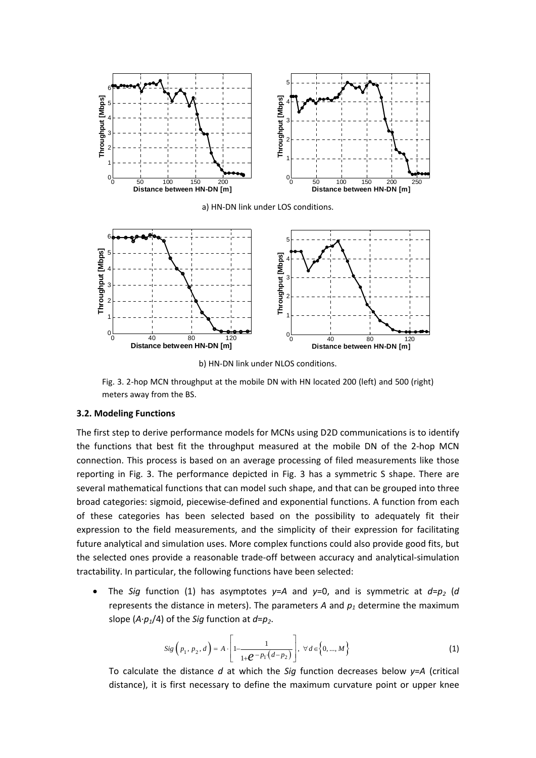a) HN-DN link under LOS conditions.

b) HN-DN link under NLOS conditions.

Fig. 3. 2-hop MCN throughput at the mobile DN with HN located 200 (left) and 500 (right) meters away from the BS.

### 3.2. Modeling Functions

The first step to derive performance models for MCNs using D2D communications is to identify the functions that best fit the throughput measured at the mobile DN of the 2-hop MCN connection. This process is based on an average processing of filed measurements like those reporting in Fig. 3. The performance depicted in Fig. 3 has a symmetric S shape. There are several mathematical functions that can model such shape, and that can be grouped into three broad categories: sigmoid, piecewise-defined and exponential functions. A function from each of these categories has been selected based on the possibility to adequately fit their expression to the field measurements, and the simplicity of their expression for facilitating future analytical and simulation uses. More complex functions could also provide good fits, but the selected ones provide a reasonable trade-off between accuracy and analytical-simulation tractability. In particular, the following functions have been selected:

- The *Sig* function (1) has asymptotes $y=A$ and $y=0$, and is symmetric at $d=p_2$ ($d$ represents the distance in meters). The parameters $A$ and $p_1$ determine the maximum slope ($A \cdot p_1/4$) of the *Sig* function at $d=p_2$.

$$Sig\left(p_1, p_2, d\right) = A \cdot \left[1 - \frac{1}{1+e^{-p_1\left(d-p_2\right)}}\right], \ \forall d \in \left\{0, ..., M\right\} \tag{1}$$

To calculate the distance $d$ at which the *Sig* function decreases below $y=A$ (critical distance), it is first necessary to define the maximum curvature point or upper knee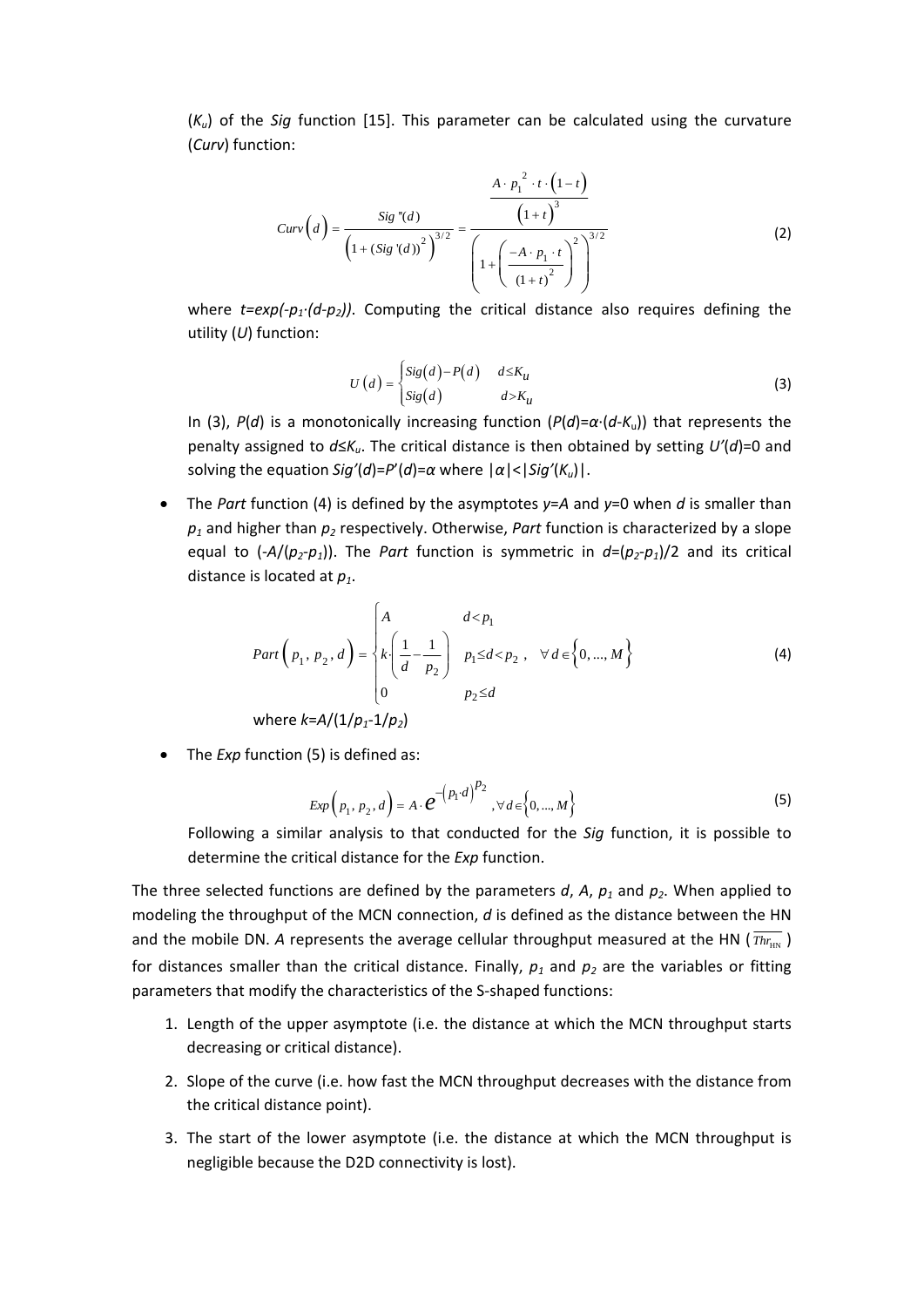($K_u$) of the *Sig* function [15]. This parameter can be calculated using the curvature (*Curv*) function:

$$Curv\left(d\right) = \frac{Sig''(d)}{\left(1+(Sig'(d))^2\right)^{3/2}} = \frac{\dfrac{A \cdot p_1^{\,2} \cdot t \cdot \left(1-t\right)}{\left(1+t\right)^3}}{\left(1+\left(\dfrac{-A \cdot p_1 \cdot t}{(1+t)^2}\right)^2\right)^{3/2}} \tag{2}$$

where $t=exp(-p_1 \cdot (d-p_2))$. Computing the critical distance also requires defining the utility ($U$) function:

$$U\left(d\right) = \begin{cases} Sig\left(d\right) - P\left(d\right) & d \leq K_u \\ Sig\left(d\right) & d > K_u \end{cases} \tag{3}$$

In (3), $P(d)$ is a monotonically increasing function ($P(d)=\alpha \cdot (d-K_u)$) that represents the penalty assigned to $d \leq K_u$. The critical distance is then obtained by setting $U'(d)=0$ and solving the equation $Sig'(d)=P'(d)=\alpha$ where $|\alpha|<|Sig'(K_u)|$.

- The *Part* function (4) is defined by the asymptotes $y=A$ and $y=0$ when $d$ is smaller than $p_1$ and higher than $p_2$ respectively. Otherwise, *Part* function is characterized by a slope equal to $(-A/(p_2-p_1))$. The *Part* function is symmetric in $d=(p_2-p_1)/2$ and its critical distance is located at $p_1$.

$$Part\left(p_1, p_2, d\right) = \begin{cases} A & d < p_1 \\ k \cdot \left(\dfrac{1}{d} - \dfrac{1}{p_2}\right) & p_1 \leq d < p_2 \\ 0 & p_2 \leq d \end{cases}, \quad \forall d \in \left\{0, ..., M\right\} \tag{4}$$

where $k=A/(1/p_1-1/p_2)$

- The *Exp* function (5) is defined as:

$$Exp\left(p_1, p_2, d\right) = A \cdot e^{-\left(p_1 \cdot d\right)^{p_2}}, \forall d \in \left\{0, ..., M\right\} \tag{5}$$

Following a similar analysis to that conducted for the *Sig* function, it is possible to determine the critical distance for the *Exp* function.

The three selected functions are defined by the parameters $d$, $A$, $p_1$ and $p_2$. When applied to modeling the throughput of the MCN connection, $d$ is defined as the distance between the HN and the mobile DN. $A$ represents the average cellular throughput measured at the HN ($\overline{Thr_{\text{HN}}}$) for distances smaller than the critical distance. Finally, $p_1$ and $p_2$ are the variables or fitting parameters that modify the characteristics of the S-shaped functions:

1. Length of the upper asymptote (i.e. the distance at which the MCN throughput starts decreasing or critical distance).
2. Slope of the curve (i.e. how fast the MCN throughput decreases with the distance from the critical distance point).
3. The start of the lower asymptote (i.e. the distance at which the MCN throughput is negligible because the D2D connectivity is lost).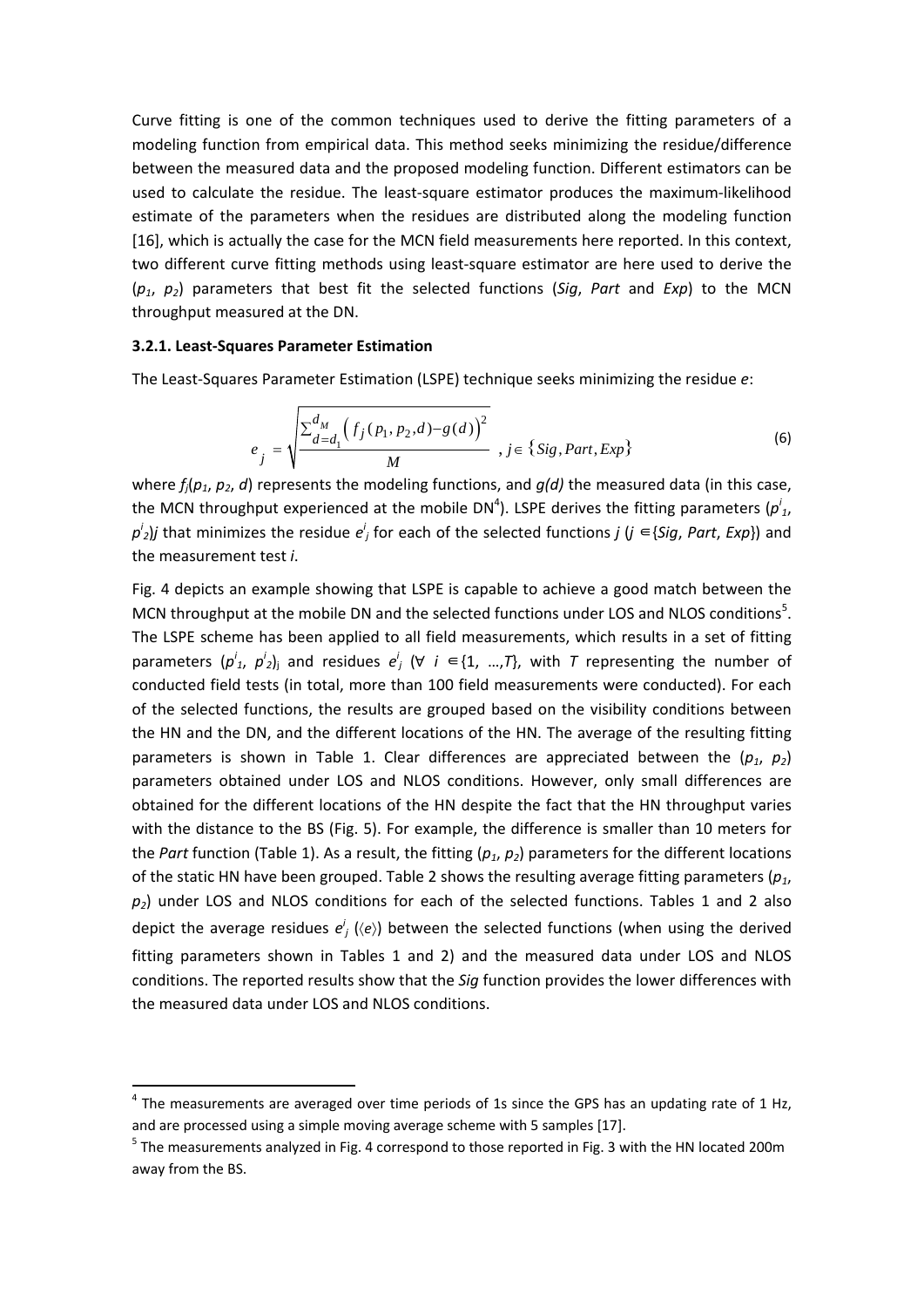Curve fitting is one of the common techniques used to derive the fitting parameters of a modeling function from empirical data. This method seeks minimizing the residue/difference between the measured data and the proposed modeling function. Different estimators can be used to calculate the residue. The least-square estimator produces the maximum-likelihood estimate of the parameters when the residues are distributed along the modeling function [16], which is actually the case for the MCN field measurements here reported. In this context, two different curve fitting methods using least-square estimator are here used to derive the ($p_1$, $p_2$) parameters that best fit the selected functions (*Sig*, *Part* and *Exp*) to the MCN throughput measured at the DN.

### 3.2.1. Least-Squares Parameter Estimation

The Least-Squares Parameter Estimation (LSPE) technique seeks minimizing the residue $e$:

$$e_j = \sqrt{\frac{\sum_{d=d_1}^{d_M}\left(f_j(p_1,p_2,d)-g(d)\right)^2}{M}} \quad , j \in \{Sig, Part, Exp\} \tag{6}$$

where $f_j(p_1, p_2, d)$ represents the modeling functions, and $g(d)$ the measured data (in this case, the MCN throughput experienced at the mobile DN[4]). LSPE derives the fitting parameters ($p^i_1$, $p^i_2$)$j$ that minimizes the residue $e^i_j$ for each of the selected functions $j$ ($j \in \{Sig, Part, Exp\}$) and the measurement test $i$.

Fig. 4 depicts an example showing that LSPE is capable to achieve a good match between the MCN throughput at the mobile DN and the selected functions under LOS and NLOS conditions[5]. The LSPE scheme has been applied to all field measurements, which results in a set of fitting parameters ($p^i_1$, $p^i_2$)$_j$ and residues $e^i_j$ ($\forall\ i \in \{1, \ldots, T\}$, with $T$ representing the number of conducted field tests (in total, more than 100 field measurements were conducted). For each of the selected functions, the results are grouped based on the visibility conditions between the HN and the DN, and the different locations of the HN. The average of the resulting fitting parameters is shown in Table 1. Clear differences are appreciated between the ($p_1$, $p_2$) parameters obtained under LOS and NLOS conditions. However, only small differences are obtained for the different locations of the HN despite the fact that the HN throughput varies with the distance to the BS (Fig. 5). For example, the difference is smaller than 10 meters for the *Part* function (Table 1). As a result, the fitting ($p_1$, $p_2$) parameters for the different locations of the static HN have been grouped. Table 2 shows the resulting average fitting parameters ($p_1$, $p_2$) under LOS and NLOS conditions for each of the selected functions. Tables 1 and 2 also depict the average residues $e^i_j$ ($\langle e \rangle$) between the selected functions (when using the derived fitting parameters shown in Tables 1 and 2) and the measured data under LOS and NLOS conditions. The reported results show that the *Sig* function provides the lower differences with the measured data under LOS and NLOS conditions.

[4] The measurements are averaged over time periods of 1s since the GPS has an updating rate of 1 Hz, and are processed using a simple moving average scheme with 5 samples [17].

[5] The measurements analyzed in Fig. 4 correspond to those reported in Fig. 3 with the HN located 200m away from the BS.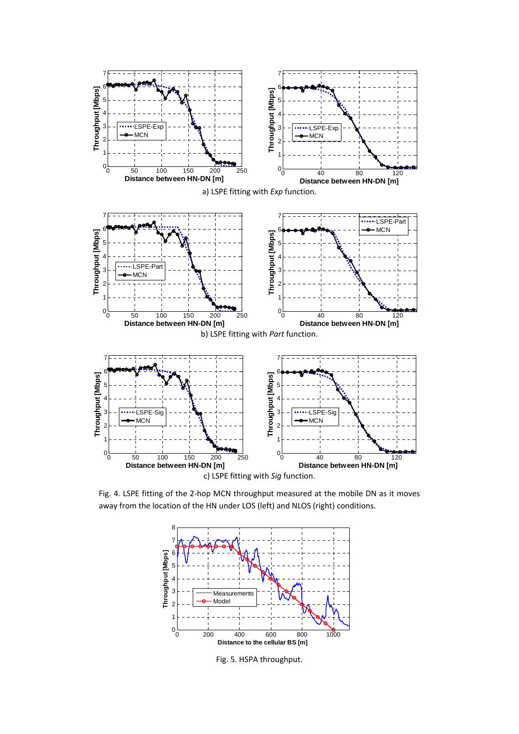a) LSPE fitting with *Exp* function.

b) LSPE fitting with *Part* function.

c) LSPE fitting with *Sig* function.

Fig. 4. LSPE fitting of the 2-hop MCN throughput measured at the mobile DN as it moves away from the location of the HN under LOS (left) and NLOS (right) conditions.

Fig. 5. HSPA throughput.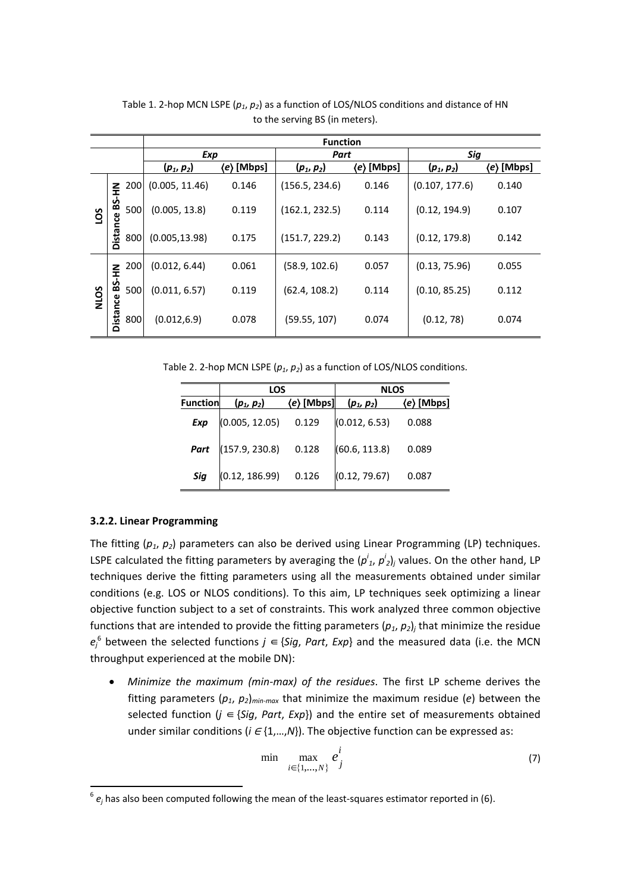Table 1. 2-hop MCN LSPE ($p_1$, $p_2$) as a function of LOS/NLOS conditions and distance of HN to the serving BS (in meters).

| | | | **Function** | | | | | |
|---|---|---|---|---|---|---|---|---|
| | | | ***Exp*** | | ***Part*** | | ***Sig*** | |
| | | | **($p_1$, $p_2$)** | **⟨$e$⟩ [Mbps]** | **($p_1$, $p_2$)** | **⟨$e$⟩ [Mbps]** | **($p_1$, $p_2$)** | **⟨$e$⟩ [Mbps]** |
| **LOS** | **Distance BS-HN** | 200 | (0.005, 11.46) | 0.146 | (156.5, 234.6) | 0.146 | (0.107, 177.6) | 0.140 |
| | | 500 | (0.005, 13.8) | 0.119 | (162.1, 232.5) | 0.114 | (0.12, 194.9) | 0.107 |
| | | 800 | (0.005,13.98) | 0.175 | (151.7, 229.2) | 0.143 | (0.12, 179.8) | 0.142 |
| **NLOS** | **Distance BS-HN** | 200 | (0.012, 6.44) | 0.061 | (58.9, 102.6) | 0.057 | (0.13, 75.96) | 0.055 |
| | | 500 | (0.011, 6.57) | 0.119 | (62.4, 108.2) | 0.114 | (0.10, 85.25) | 0.112 |
| | | 800 | (0.012,6.9) | 0.078 | (59.55, 107) | 0.074 | (0.12, 78) | 0.074 |

Table 2. 2-hop MCN LSPE ($p_1$, $p_2$) as a function of LOS/NLOS conditions.

| | **LOS** | | **NLOS** | |
|---|---|---|---|---|
| **Function** | **($p_1$, $p_2$)** | **⟨$e$⟩ [Mbps]** | **($p_1$, $p_2$)** | **⟨$e$⟩ [Mbps]** |
| ***Exp*** | (0.005, 12.05) | 0.129 | (0.012, 6.53) | 0.088 |
| ***Part*** | (157.9, 230.8) | 0.128 | (60.6, 113.8) | 0.089 |
| ***Sig*** | (0.12, 186.99) | 0.126 | (0.12, 79.67) | 0.087 |

#### 3.2.2. Linear Programming

The fitting ($p_1$, $p_2$) parameters can also be derived using Linear Programming (LP) techniques. LSPE calculated the fitting parameters by averaging the $(p^i_1, p^i_2)_j$ values. On the other hand, LP techniques derive the fitting parameters using all the measurements obtained under similar conditions (e.g. LOS or NLOS conditions). To this aim, LP techniques seek optimizing a linear objective function subject to a set of constraints. This work analyzed three common objective functions that are intended to provide the fitting parameters $(p_1, p_2)_j$ that minimize the residue $e_j$[6] between the selected functions $j \in$ {*Sig*, *Part*, *Exp*} and the measured data (i.e. the MCN throughput experienced at the mobile DN):

- *Minimize the maximum (min-max) of the residues*. The first LP scheme derives the fitting parameters $(p_1, p_2)_{min\text{-}max}$ that minimize the maximum residue ($e$) between the selected function ($j \in$ {*Sig*, *Part*, *Exp*}) and the entire set of measurements obtained under similar conditions ($i \in \{1,\ldots,N\}$). The objective function can be expressed as:

$$\min \max_{i \in \{1,\ldots,N\}} e^i_j \tag{7}$$

[6] $e_j$ has also been computed following the mean of the least-squares estimator reported in (6).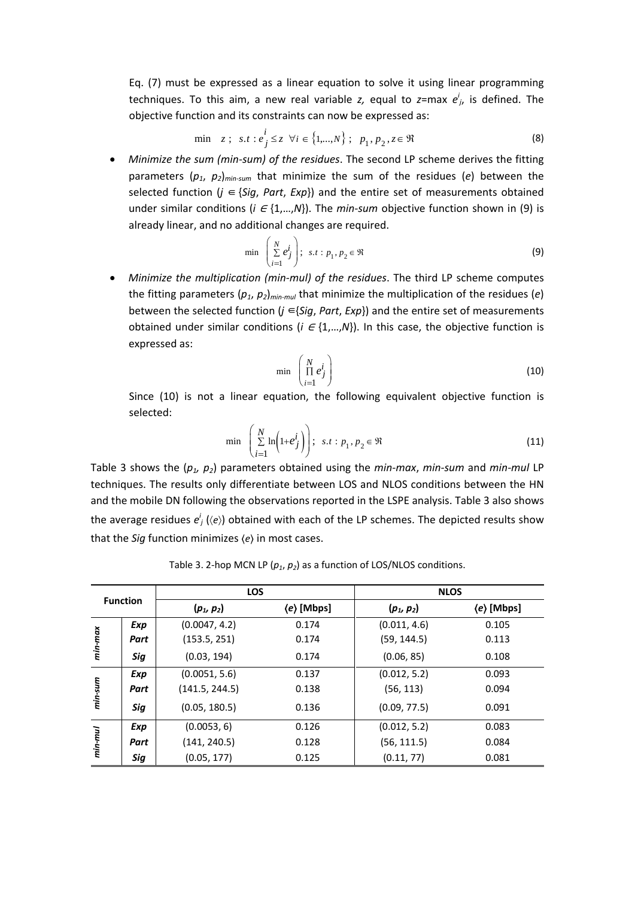Eq. (7) must be expressed as a linear equation to solve it using linear programming techniques. To this aim, a new real variable *z,* equal to $z = \max e^i_j$, is defined. The objective function and its constraints can now be expressed as:

$$\min \quad z \; ; \;\; s.t : e^i_j \leq z \;\; \forall i \in \{1,\dots,N\} \; ; \;\; p_1, p_2, z \in \Re \tag{8}$$

- *Minimize the sum (min-sum) of the residues*. The second LP scheme derives the fitting parameters $(p_1, p_2)_{min\text{-}sum}$ that minimize the sum of the residues ($e$) between the selected function ($j \in \{Sig, Part, Exp\}$) and the entire set of measurements obtained under similar conditions ($i \in \{1,\dots,N\}$). The *min-sum* objective function shown in (9) is already linear, and no additional changes are required.

$$\min \;\left( \sum_{i=1}^{N} e^i_j \right) ; \;\; s.t : p_1, p_2 \in \Re \tag{9}$$

- *Minimize the multiplication (min-mul) of the residues*. The third LP scheme computes the fitting parameters $(p_1, p_2)_{min\text{-}mul}$ that minimize the multiplication of the residues ($e$) between the selected function ($j \in \{Sig, Part, Exp\}$) and the entire set of measurements obtained under similar conditions ($i \in \{1,\dots,N\}$). In this case, the objective function is expressed as:

$$\min \;\left( \prod_{i=1}^{N} e^i_j \right) \tag{10}$$

  Since (10) is not a linear equation, the following equivalent objective function is selected:

$$\min \;\left( \sum_{i=1}^{N} \ln\left(1 + e^i_j\right) \right) ; \;\; s.t : p_1, p_2 \in \Re \tag{11}$$

Table 3 shows the $(p_1, p_2)$ parameters obtained using the *min-max*, *min-sum* and *min-mul* LP techniques. The results only differentiate between LOS and NLOS conditions between the HN and the mobile DN following the observations reported in the LSPE analysis. Table 3 also shows the average residues $e^i_j$ ($\langle e \rangle$) obtained with each of the LP schemes. The depicted results show that the *Sig* function minimizes $\langle e \rangle$ in most cases.

Table 3. 2-hop MCN LP $(p_1, p_2)$ as a function of LOS/NLOS conditions.

| Function | | LOS | | NLOS | |
|---|---|---|---|---|---|
| | | $(p_1, p_2)$ | $\langle e \rangle$ [Mbps] | $(p_1, p_2)$ | $\langle e \rangle$ [Mbps] |
| *min-max* | ***Exp*** | (0.0047, 4.2) | 0.174 | (0.011, 4.6) | 0.105 |
| | ***Part*** | (153.5, 251) | 0.174 | (59, 144.5) | 0.113 |
| | ***Sig*** | (0.03, 194) | 0.174 | (0.06, 85) | 0.108 |
| *min-sum* | ***Exp*** | (0.0051, 5.6) | 0.137 | (0.012, 5.2) | 0.093 |
| | ***Part*** | (141.5, 244.5) | 0.138 | (56, 113) | 0.094 |
| | ***Sig*** | (0.05, 180.5) | 0.136 | (0.09, 77.5) | 0.091 |
| *min-mul* | ***Exp*** | (0.0053, 6) | 0.126 | (0.012, 5.2) | 0.083 |
| | ***Part*** | (141, 240.5) | 0.128 | (56, 111.5) | 0.084 |
| | ***Sig*** | (0.05, 177) | 0.125 | (0.11, 77) | 0.081 |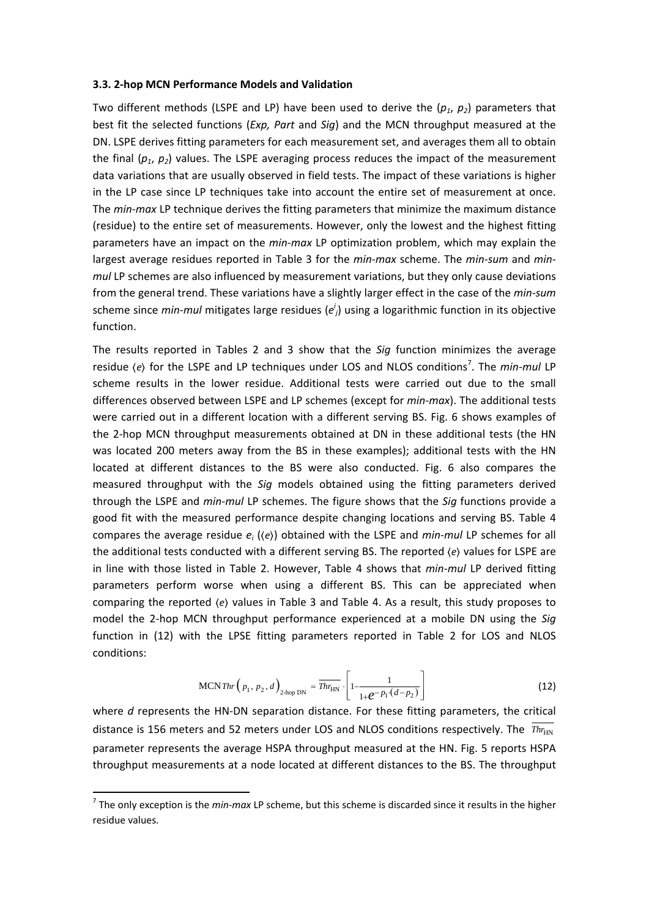### 3.3. 2-hop MCN Performance Models and Validation

Two different methods (LSPE and LP) have been used to derive the ($p_1$, $p_2$) parameters that best fit the selected functions (*Exp, Part* and *Sig*) and the MCN throughput measured at the DN. LSPE derives fitting parameters for each measurement set, and averages them all to obtain the final ($p_1$, $p_2$) values. The LSPE averaging process reduces the impact of the measurement data variations that are usually observed in field tests. The impact of these variations is higher in the LP case since LP techniques take into account the entire set of measurement at once. The *min-max* LP technique derives the fitting parameters that minimize the maximum distance (residue) to the entire set of measurements. However, only the lowest and the highest fitting parameters have an impact on the *min-max* LP optimization problem, which may explain the largest average residues reported in Table 3 for the *min-max* scheme. The *min-sum* and *min-mul* LP schemes are also influenced by measurement variations, but they only cause deviations from the general trend. These variations have a slightly larger effect in the case of the *min-sum* scheme since *min-mul* mitigates large residues ($e^i_j$) using a logarithmic function in its objective function.

The results reported in Tables 2 and 3 show that the *Sig* function minimizes the average residue $\langle e \rangle$ for the LSPE and LP techniques under LOS and NLOS conditions[7]. The *min-mul* LP scheme results in the lower residue. Additional tests were carried out due to the small differences observed between LSPE and LP schemes (except for *min-max*). The additional tests were carried out in a different location with a different serving BS. Fig. 6 shows examples of the 2-hop MCN throughput measurements obtained at DN in these additional tests (the HN was located 200 meters away from the BS in these examples); additional tests with the HN located at different distances to the BS were also conducted. Fig. 6 also compares the measured throughput with the *Sig* models obtained using the fitting parameters derived through the LSPE and *min-mul* LP schemes. The figure shows that the *Sig* functions provide a good fit with the measured performance despite changing locations and serving BS. Table 4 compares the average residue $e_i$ ($\langle e \rangle$) obtained with the LSPE and *min-mul* LP schemes for all the additional tests conducted with a different serving BS. The reported $\langle e \rangle$ values for LSPE are in line with those listed in Table 2. However, Table 4 shows that *min-mul* LP derived fitting parameters perform worse when using a different BS. This can be appreciated when comparing the reported $\langle e \rangle$ values in Table 3 and Table 4. As a result, this study proposes to model the 2-hop MCN throughput performance experienced at a mobile DN using the *Sig* function in (12) with the LPSE fitting parameters reported in Table 2 for LOS and NLOS conditions:

$$\text{MCN}\,Thr\left(p_1, p_2, d\right)_{\text{2-hop DN}} = \overline{Thr_{\text{HN}}} \cdot \left[1 - \frac{1}{1 + e^{-p_1 \cdot (d - p_2)}}\right] \tag{12}$$

where $d$ represents the HN-DN separation distance. For these fitting parameters, the critical distance is 156 meters and 52 meters under LOS and NLOS conditions respectively. The $\overline{Thr_{\text{HN}}}$ parameter represents the average HSPA throughput measured at the HN. Fig. 5 reports HSPA throughput measurements at a node located at different distances to the BS. The throughput

---

[7] The only exception is the *min-max* LP scheme, but this scheme is discarded since it results in the higher residue values.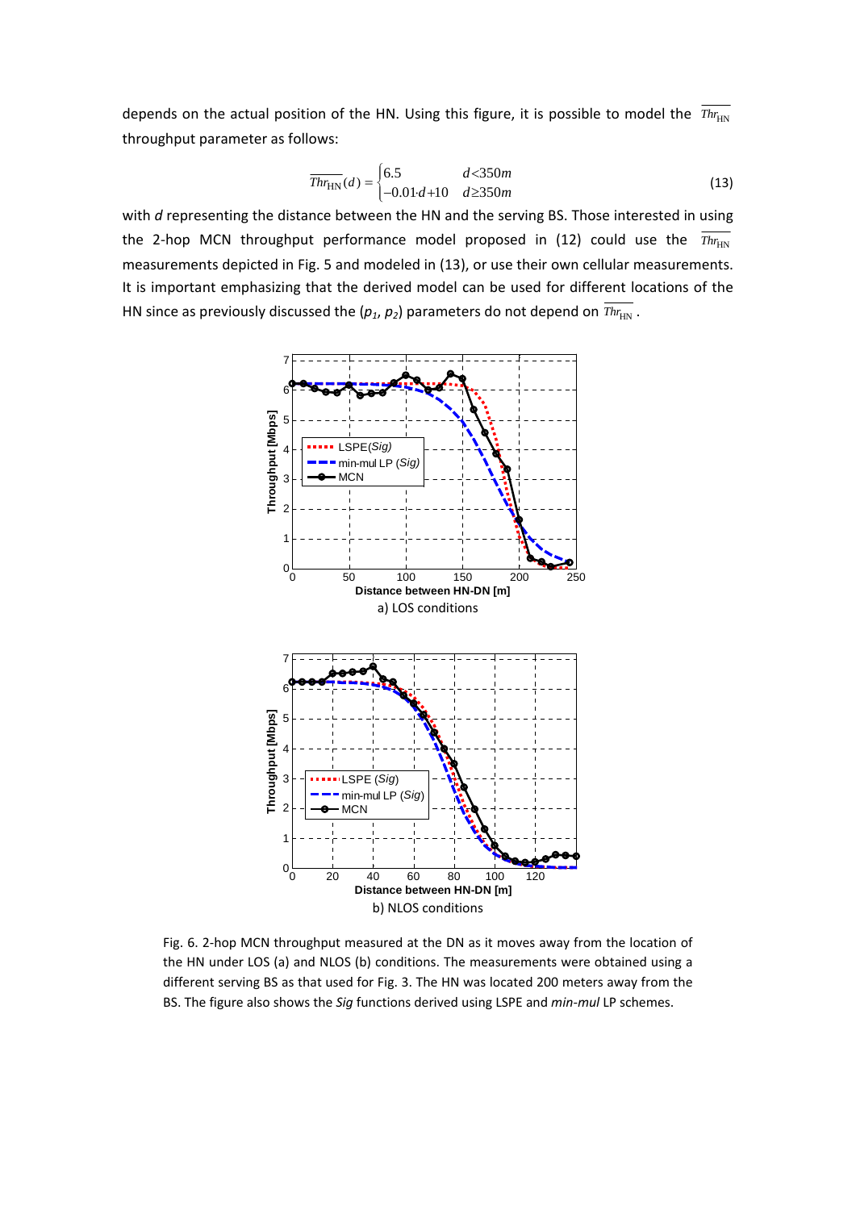depends on the actual position of the HN. Using this figure, it is possible to model the $\overline{Thr_{\text{HN}}}$ throughput parameter as follows:

$$\overline{Thr_{\text{HN}}}(d) = \begin{cases} 6.5 & d < 350m \\ -0.01 \cdot d + 10 & d \geq 350m \end{cases} \tag{13}$$

with $d$ representing the distance between the HN and the serving BS. Those interested in using the 2-hop MCN throughput performance model proposed in (12) could use the $\overline{Thr_{\text{HN}}}$ measurements depicted in Fig. 5 and modeled in (13), or use their own cellular measurements. It is important emphasizing that the derived model can be used for different locations of the HN since as previously discussed the ($p_1$, $p_2$) parameters do not depend on $\overline{Thr_{\text{HN}}}$.

a) LOS conditions

b) NLOS conditions

Fig. 6. 2-hop MCN throughput measured at the DN as it moves away from the location of the HN under LOS (a) and NLOS (b) conditions. The measurements were obtained using a different serving BS as that used for Fig. 3. The HN was located 200 meters away from the BS. The figure also shows the *Sig* functions derived using LSPE and *min-mul* LP schemes.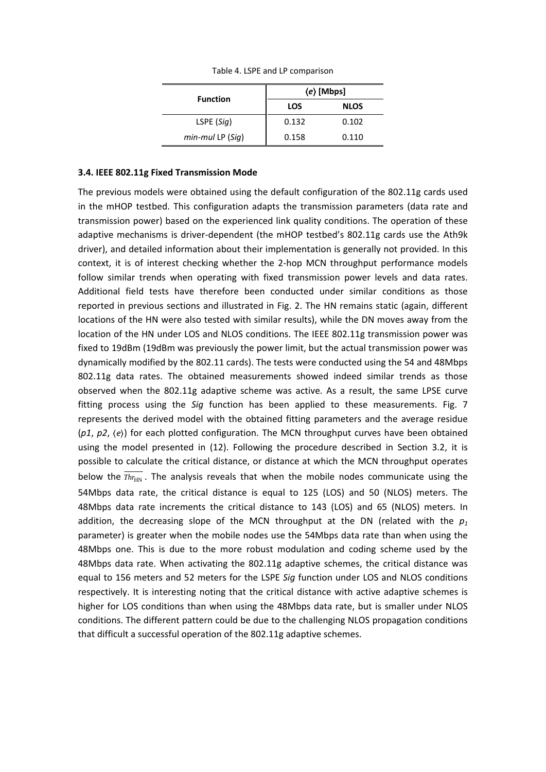Table 4. LSPE and LP comparison

| Function | ⟨*e*⟩ [Mbps] | |
|---|---|---|
| | LOS | NLOS |
| LSPE (*Sig*) | 0.132 | 0.102 |
| *min-mul* LP (*Sig*) | 0.158 | 0.110 |

### 3.4. IEEE 802.11g Fixed Transmission Mode

The previous models were obtained using the default configuration of the 802.11g cards used in the mHOP testbed. This configuration adapts the transmission parameters (data rate and transmission power) based on the experienced link quality conditions. The operation of these adaptive mechanisms is driver-dependent (the mHOP testbed's 802.11g cards use the Ath9k driver), and detailed information about their implementation is generally not provided. In this context, it is of interest checking whether the 2-hop MCN throughput performance models follow similar trends when operating with fixed transmission power levels and data rates. Additional field tests have therefore been conducted under similar conditions as those reported in previous sections and illustrated in Fig. 2. The HN remains static (again, different locations of the HN were also tested with similar results), while the DN moves away from the location of the HN under LOS and NLOS conditions. The IEEE 802.11g transmission power was fixed to 19dBm (19dBm was previously the power limit, but the actual transmission power was dynamically modified by the 802.11 cards). The tests were conducted using the 54 and 48Mbps 802.11g data rates. The obtained measurements showed indeed similar trends as those observed when the 802.11g adaptive scheme was active. As a result, the same LPSE curve fitting process using the *Sig* function has been applied to these measurements. Fig. 7 represents the derived model with the obtained fitting parameters and the average residue (*p1*, *p2*, ⟨*e*⟩) for each plotted configuration. The MCN throughput curves have been obtained using the model presented in (12). Following the procedure described in Section 3.2, it is possible to calculate the critical distance, or distance at which the MCN throughput operates below the $\overline{Thr_{\mathrm{HN}}}$. The analysis reveals that when the mobile nodes communicate using the 54Mbps data rate, the critical distance is equal to 125 (LOS) and 50 (NLOS) meters. The 48Mbps data rate increments the critical distance to 143 (LOS) and 65 (NLOS) meters. In addition, the decreasing slope of the MCN throughput at the DN (related with the $p_1$ parameter) is greater when the mobile nodes use the 54Mbps data rate than when using the 48Mbps one. This is due to the more robust modulation and coding scheme used by the 48Mbps data rate. When activating the 802.11g adaptive schemes, the critical distance was equal to 156 meters and 52 meters for the LSPE *Sig* function under LOS and NLOS conditions respectively. It is interesting noting that the critical distance with active adaptive schemes is higher for LOS conditions than when using the 48Mbps data rate, but is smaller under NLOS conditions. The different pattern could be due to the challenging NLOS propagation conditions that difficult a successful operation of the 802.11g adaptive schemes.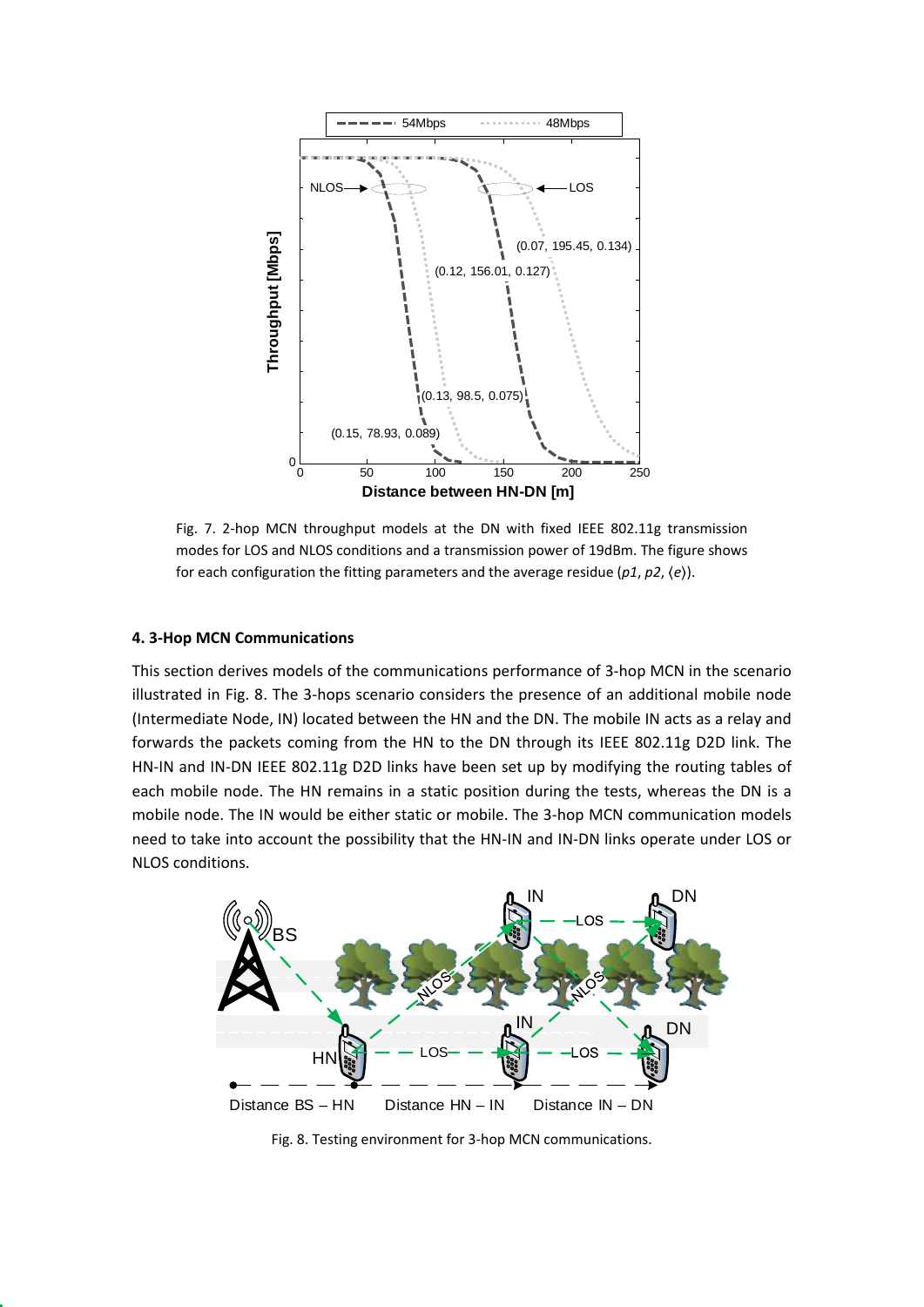Fig. 7. 2-hop MCN throughput models at the DN with fixed IEEE 802.11g transmission modes for LOS and NLOS conditions and a transmission power of 19dBm. The figure shows for each configuration the fitting parameters and the average residue ($p1$, $p2$, $\langle e \rangle$).

### 4. 3-Hop MCN Communications

This section derives models of the communications performance of 3-hop MCN in the scenario illustrated in Fig. 8. The 3-hops scenario considers the presence of an additional mobile node (Intermediate Node, IN) located between the HN and the DN. The mobile IN acts as a relay and forwards the packets coming from the HN to the DN through its IEEE 802.11g D2D link. The HN-IN and IN-DN IEEE 802.11g D2D links have been set up by modifying the routing tables of each mobile node. The HN remains in a static position during the tests, whereas the DN is a mobile node. The IN would be either static or mobile. The 3-hop MCN communication models need to take into account the possibility that the HN-IN and IN-DN links operate under LOS or NLOS conditions.

Fig. 8. Testing environment for 3-hop MCN communications.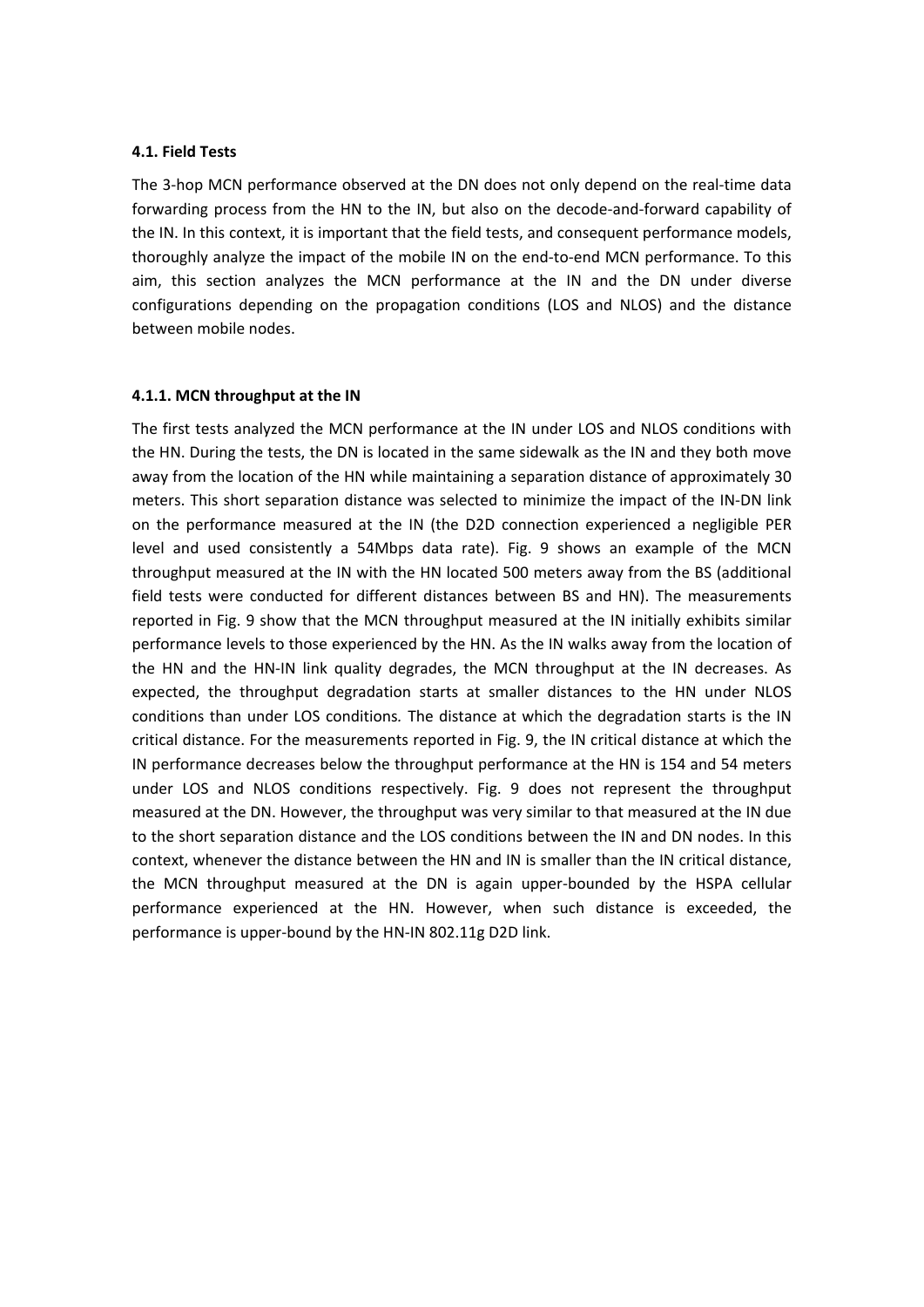### 4.1. Field Tests

The 3-hop MCN performance observed at the DN does not only depend on the real-time data forwarding process from the HN to the IN, but also on the decode-and-forward capability of the IN. In this context, it is important that the field tests, and consequent performance models, thoroughly analyze the impact of the mobile IN on the end-to-end MCN performance. To this aim, this section analyzes the MCN performance at the IN and the DN under diverse configurations depending on the propagation conditions (LOS and NLOS) and the distance between mobile nodes.

#### 4.1.1. MCN throughput at the IN

The first tests analyzed the MCN performance at the IN under LOS and NLOS conditions with the HN. During the tests, the DN is located in the same sidewalk as the IN and they both move away from the location of the HN while maintaining a separation distance of approximately 30 meters. This short separation distance was selected to minimize the impact of the IN-DN link on the performance measured at the IN (the D2D connection experienced a negligible PER level and used consistently a 54Mbps data rate). Fig. 9 shows an example of the MCN throughput measured at the IN with the HN located 500 meters away from the BS (additional field tests were conducted for different distances between BS and HN). The measurements reported in Fig. 9 show that the MCN throughput measured at the IN initially exhibits similar performance levels to those experienced by the HN. As the IN walks away from the location of the HN and the HN-IN link quality degrades, the MCN throughput at the IN decreases. As expected, the throughput degradation starts at smaller distances to the HN under NLOS conditions than under LOS conditions. The distance at which the degradation starts is the IN critical distance. For the measurements reported in Fig. 9, the IN critical distance at which the IN performance decreases below the throughput performance at the HN is 154 and 54 meters under LOS and NLOS conditions respectively. Fig. 9 does not represent the throughput measured at the DN. However, the throughput was very similar to that measured at the IN due to the short separation distance and the LOS conditions between the IN and DN nodes. In this context, whenever the distance between the HN and IN is smaller than the IN critical distance, the MCN throughput measured at the DN is again upper-bounded by the HSPA cellular performance experienced at the HN. However, when such distance is exceeded, the performance is upper-bound by the HN-IN 802.11g D2D link.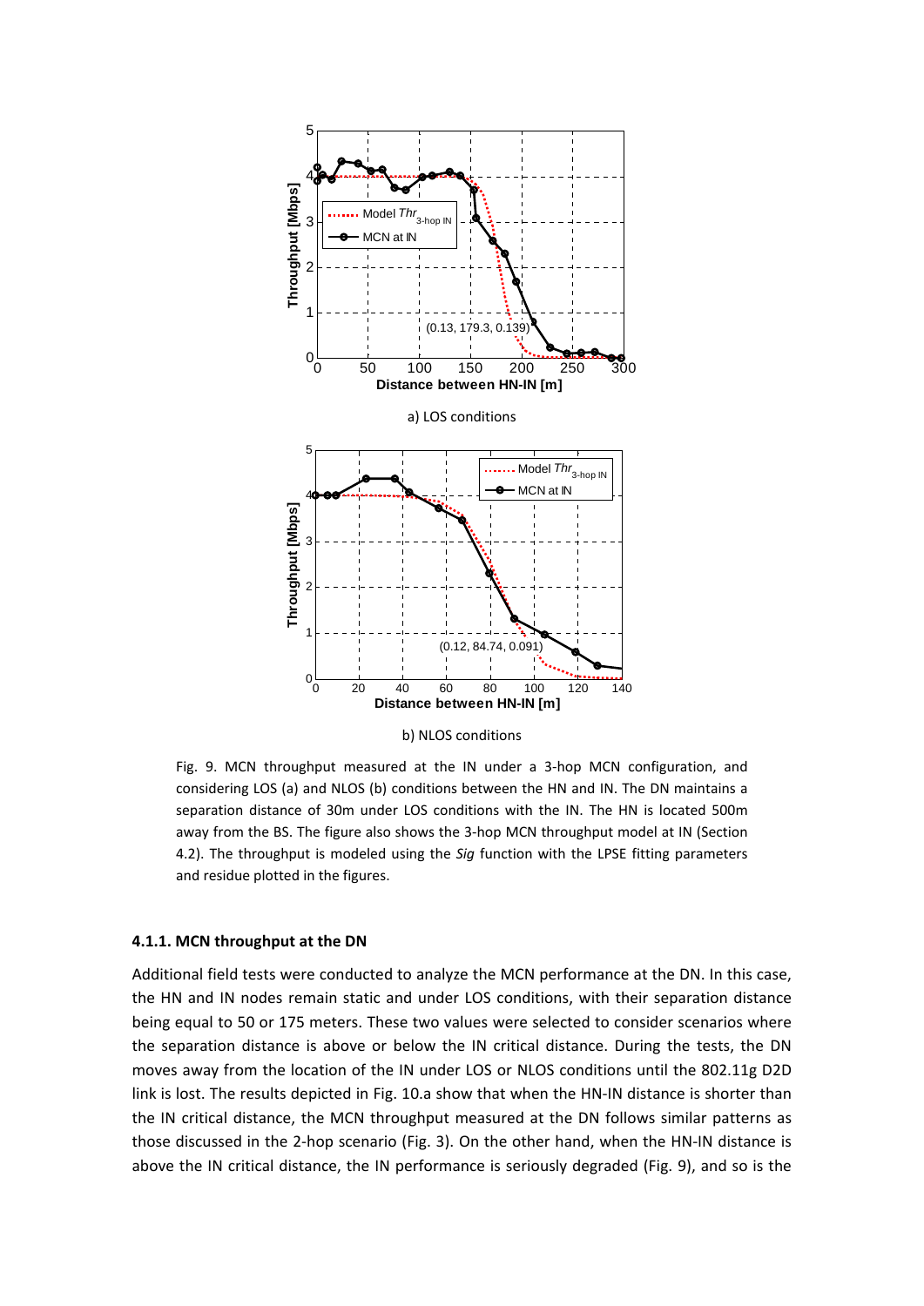a) LOS conditions

b) NLOS conditions

Fig. 9. MCN throughput measured at the IN under a 3-hop MCN configuration, and considering LOS (a) and NLOS (b) conditions between the HN and IN. The DN maintains a separation distance of 30m under LOS conditions with the IN. The HN is located 500m away from the BS. The figure also shows the 3-hop MCN throughput model at IN (Section 4.2). The throughput is modeled using the *Sig* function with the LPSE fitting parameters and residue plotted in the figures.

#### 4.1.1. MCN throughput at the DN

Additional field tests were conducted to analyze the MCN performance at the DN. In this case, the HN and IN nodes remain static and under LOS conditions, with their separation distance being equal to 50 or 175 meters. These two values were selected to consider scenarios where the separation distance is above or below the IN critical distance. During the tests, the DN moves away from the location of the IN under LOS or NLOS conditions until the 802.11g D2D link is lost. The results depicted in Fig. 10.a show that when the HN-IN distance is shorter than the IN critical distance, the MCN throughput measured at the DN follows similar patterns as those discussed in the 2-hop scenario (Fig. 3). On the other hand, when the HN-IN distance is above the IN critical distance, the IN performance is seriously degraded (Fig. 9), and so is the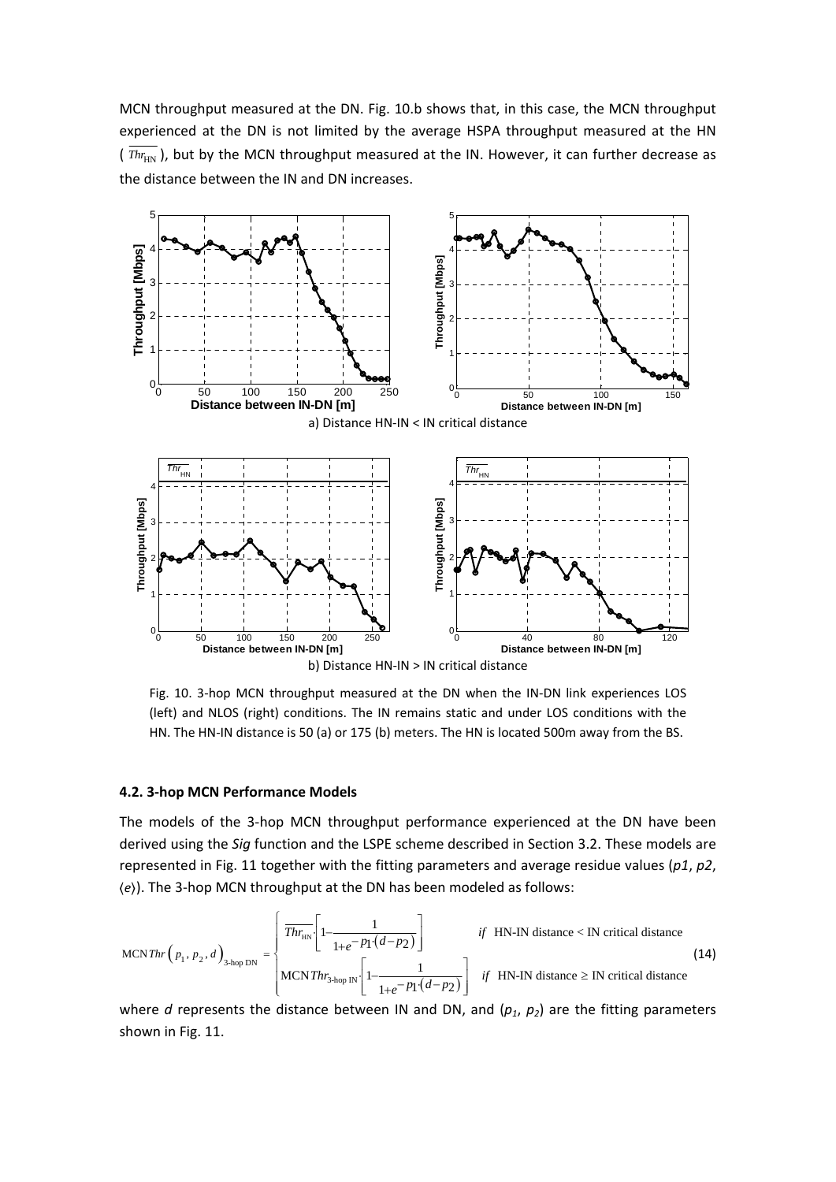MCN throughput measured at the DN. Fig. 10.b shows that, in this case, the MCN throughput experienced at the DN is not limited by the average HSPA throughput measured at the HN ($\overline{Thr_{\text{HN}}}$), but by the MCN throughput measured at the IN. However, it can further decrease as the distance between the IN and DN increases.

a) Distance HN-IN < IN critical distance

b) Distance HN-IN > IN critical distance

Fig. 10. 3-hop MCN throughput measured at the DN when the IN-DN link experiences LOS (left) and NLOS (right) conditions. The IN remains static and under LOS conditions with the HN. The HN-IN distance is 50 (a) or 175 (b) meters. The HN is located 500m away from the BS.

### 4.2. 3-hop MCN Performance Models

The models of the 3-hop MCN throughput performance experienced at the DN have been derived using the *Sig* function and the LSPE scheme described in Section 3.2. These models are represented in Fig. 11 together with the fitting parameters and average residue values (*p1*, *p2*, $\langle e \rangle$). The 3-hop MCN throughput at the DN has been modeled as follows:

$$\text{MCN}\,Thr\left(p_1, p_2, d\right)_{\text{3-hop DN}} = \begin{cases} \overline{Thr_{\text{HN}}} \cdot \left[1 - \dfrac{1}{1+e^{-p_1 \cdot (d-p_2)}}\right] & \textit{if} \;\; \text{HN-IN distance} < \text{IN critical distance} \\ \text{MCN}\,Thr_{\text{3-hop IN}} \cdot \left[1 - \dfrac{1}{1+e^{-p_1 \cdot (d-p_2)}}\right] & \textit{if} \;\; \text{HN-IN distance} \geq \text{IN critical distance} \end{cases} \tag{14}$$

where *d* represents the distance between IN and DN, and ($p_1$, $p_2$) are the fitting parameters shown in Fig. 11.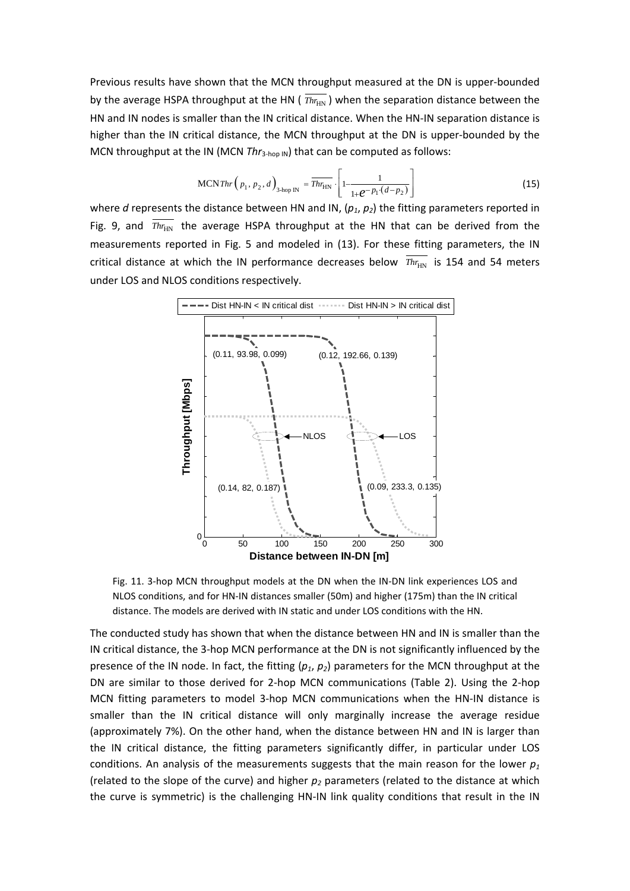Previous results have shown that the MCN throughput measured at the DN is upper-bounded by the average HSPA throughput at the HN ( $\overline{Thr_{\text{HN}}}$ ) when the separation distance between the HN and IN nodes is smaller than the IN critical distance. When the HN-IN separation distance is higher than the IN critical distance, the MCN throughput at the DN is upper-bounded by the MCN throughput at the IN (MCN $Thr_{\text{3-hop IN}}$) that can be computed as follows:

$$\text{MCN}\,Thr\left(p_1, p_2, d\right)_{\text{3-hop IN}} = \overline{Thr_{\text{HN}}} \cdot \left[1 - \frac{1}{1 + e^{-p_1 \cdot (d - p_2)}}\right] \tag{15}$$

where $d$ represents the distance between HN and IN, ($p_1$, $p_2$) the fitting parameters reported in Fig. 9, and $\overline{Thr_{\text{HN}}}$ the average HSPA throughput at the HN that can be derived from the measurements reported in Fig. 5 and modeled in (13). For these fitting parameters, the IN critical distance at which the IN performance decreases below $\overline{Thr_{\text{HN}}}$ is 154 and 54 meters under LOS and NLOS conditions respectively.

Fig. 11. 3-hop MCN throughput models at the DN when the IN-DN link experiences LOS and NLOS conditions, and for HN-IN distances smaller (50m) and higher (175m) than the IN critical distance. The models are derived with IN static and under LOS conditions with the HN.

The conducted study has shown that when the distance between HN and IN is smaller than the IN critical distance, the 3-hop MCN performance at the DN is not significantly influenced by the presence of the IN node. In fact, the fitting ($p_1$, $p_2$) parameters for the MCN throughput at the DN are similar to those derived for 2-hop MCN communications (Table 2). Using the 2-hop MCN fitting parameters to model 3-hop MCN communications when the HN-IN distance is smaller than the IN critical distance will only marginally increase the average residue (approximately 7%). On the other hand, when the distance between HN and IN is larger than the IN critical distance, the fitting parameters significantly differ, in particular under LOS conditions. An analysis of the measurements suggests that the main reason for the lower $p_1$ (related to the slope of the curve) and higher $p_2$ parameters (related to the distance at which the curve is symmetric) is the challenging HN-IN link quality conditions that result in the IN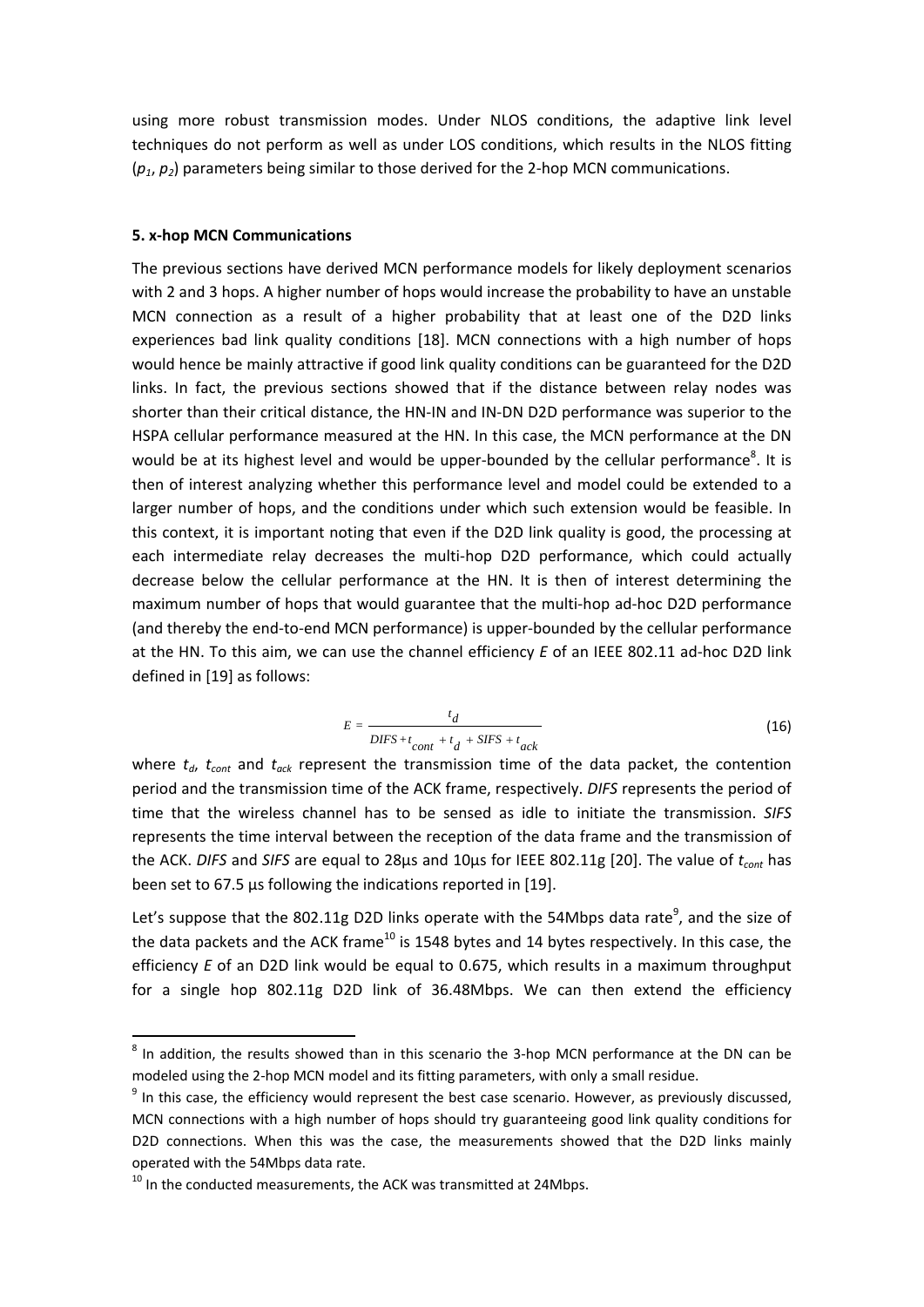using more robust transmission modes. Under NLOS conditions, the adaptive link level techniques do not perform as well as under LOS conditions, which results in the NLOS fitting ($p_1$, $p_2$) parameters being similar to those derived for the 2-hop MCN communications.

#### 5. x-hop MCN Communications

The previous sections have derived MCN performance models for likely deployment scenarios with 2 and 3 hops. A higher number of hops would increase the probability to have an unstable MCN connection as a result of a higher probability that at least one of the D2D links experiences bad link quality conditions [18]. MCN connections with a high number of hops would hence be mainly attractive if good link quality conditions can be guaranteed for the D2D links. In fact, the previous sections showed that if the distance between relay nodes was shorter than their critical distance, the HN-IN and IN-DN D2D performance was superior to the HSPA cellular performance measured at the HN. In this case, the MCN performance at the DN would be at its highest level and would be upper-bounded by the cellular performance[8]. It is then of interest analyzing whether this performance level and model could be extended to a larger number of hops, and the conditions under which such extension would be feasible. In this context, it is important noting that even if the D2D link quality is good, the processing at each intermediate relay decreases the multi-hop D2D performance, which could actually decrease below the cellular performance at the HN. It is then of interest determining the maximum number of hops that would guarantee that the multi-hop ad-hoc D2D performance (and thereby the end-to-end MCN performance) is upper-bounded by the cellular performance at the HN. To this aim, we can use the channel efficiency $E$ of an IEEE 802.11 ad-hoc D2D link defined in [19] as follows:

$$E = \frac{t_d}{DIFS + t_{cont} + t_d + SIFS + t_{ack}} \tag{16}$$

where $t_d$, $t_{cont}$ and $t_{ack}$ represent the transmission time of the data packet, the contention period and the transmission time of the ACK frame, respectively. *DIFS* represents the period of time that the wireless channel has to be sensed as idle to initiate the transmission. *SIFS* represents the time interval between the reception of the data frame and the transmission of the ACK. *DIFS* and *SIFS* are equal to 28µs and 10µs for IEEE 802.11g [20]. The value of $t_{cont}$ has been set to 67.5 µs following the indications reported in [19].

Let's suppose that the 802.11g D2D links operate with the 54Mbps data rate[9], and the size of the data packets and the ACK frame[10] is 1548 bytes and 14 bytes respectively. In this case, the efficiency $E$ of an D2D link would be equal to 0.675, which results in a maximum throughput for a single hop 802.11g D2D link of 36.48Mbps. We can then extend the efficiency

---

[8] In addition, the results showed than in this scenario the 3-hop MCN performance at the DN can be modeled using the 2-hop MCN model and its fitting parameters, with only a small residue.

[9] In this case, the efficiency would represent the best case scenario. However, as previously discussed, MCN connections with a high number of hops should try guaranteeing good link quality conditions for D2D connections. When this was the case, the measurements showed that the D2D links mainly operated with the 54Mbps data rate.

[10] In the conducted measurements, the ACK was transmitted at 24Mbps.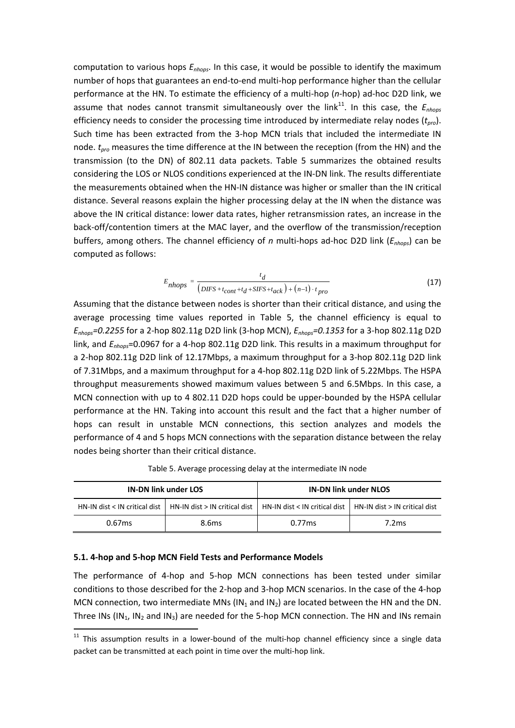computation to various hops $E_{nhops}$. In this case, it would be possible to identify the maximum number of hops that guarantees an end-to-end multi-hop performance higher than the cellular performance at the HN. To estimate the efficiency of a multi-hop (*n*-hop) ad-hoc D2D link, we assume that nodes cannot transmit simultaneously over the link[11]. In this case, the $E_{nhops}$ efficiency needs to consider the processing time introduced by intermediate relay nodes ($t_{pro}$). Such time has been extracted from the 3-hop MCN trials that included the intermediate IN node. $t_{pro}$ measures the time difference at the IN between the reception (from the HN) and the transmission (to the DN) of 802.11 data packets. Table 5 summarizes the obtained results considering the LOS or NLOS conditions experienced at the IN-DN link. The results differentiate the measurements obtained when the HN-IN distance was higher or smaller than the IN critical distance. Several reasons explain the higher processing delay at the IN when the distance was above the IN critical distance: lower data rates, higher retransmission rates, an increase in the back-off/contention timers at the MAC layer, and the overflow of the transmission/reception buffers, among others. The channel efficiency of *n* multi-hops ad-hoc D2D link ($E_{nhops}$) can be computed as follows:

$$E_{nhops} = \frac{t_d}{\left(DIFS + t_{cont} + t_d + SIFS + t_{ack}\right) + (n-1)\cdot t_{pro}} \tag{17}$$

Assuming that the distance between nodes is shorter than their critical distance, and using the average processing time values reported in Table 5, the channel efficiency is equal to $E_{nhops}=0.2255$ for a 2-hop 802.11g D2D link (3-hop MCN), $E_{nhops}=0.1353$ for a 3-hop 802.11g D2D link, and $E_{nhops}=0.0967$ for a 4-hop 802.11g D2D link. This results in a maximum throughput for a 2-hop 802.11g D2D link of 12.17Mbps, a maximum throughput for a 3-hop 802.11g D2D link of 7.31Mbps, and a maximum throughput for a 4-hop 802.11g D2D link of 5.22Mbps. The HSPA throughput measurements showed maximum values between 5 and 6.5Mbps. In this case, a MCN connection with up to 4 802.11 D2D hops could be upper-bounded by the HSPA cellular performance at the HN. Taking into account this result and the fact that a higher number of hops can result in unstable MCN connections, this section analyzes and models the performance of 4 and 5 hops MCN connections with the separation distance between the relay nodes being shorter than their critical distance.

Table 5. Average processing delay at the intermediate IN node

| **IN-DN link under LOS** | | **IN-DN link under NLOS** | |
|---|---|---|---|
| HN-IN dist < IN critical dist | HN-IN dist > IN critical dist | HN-IN dist < IN critical dist | HN-IN dist > IN critical dist |
| 0.67ms | 8.6ms | 0.77ms | 7.2ms |

### 5.1. 4-hop and 5-hop MCN Field Tests and Performance Models

The performance of 4-hop and 5-hop MCN connections has been tested under similar conditions to those described for the 2-hop and 3-hop MCN scenarios. In the case of the 4-hop MCN connection, two intermediate MNs ($IN_1$ and $IN_2$) are located between the HN and the DN. Three INs ($IN_1$, $IN_2$ and $IN_3$) are needed for the 5-hop MCN connection. The HN and INs remain

[11] This assumption results in a lower-bound of the multi-hop channel efficiency since a single data packet can be transmitted at each point in time over the multi-hop link.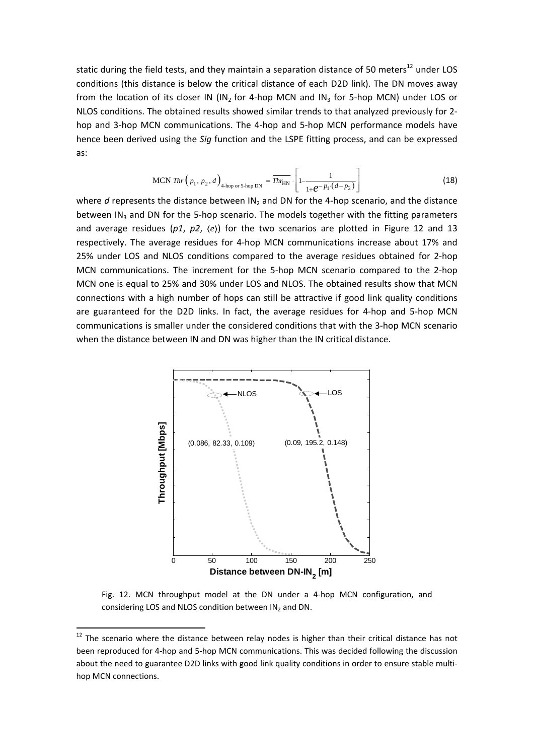static during the field tests, and they maintain a separation distance of 50 meters[12] under LOS conditions (this distance is below the critical distance of each D2D link). The DN moves away from the location of its closer IN ($IN_2$ for 4-hop MCN and $IN_3$ for 5-hop MCN) under LOS or NLOS conditions. The obtained results showed similar trends to that analyzed previously for 2-hop and 3-hop MCN communications. The 4-hop and 5-hop MCN performance models have hence been derived using the *Sig* function and the LSPE fitting process, and can be expressed as:

$$\text{MCN } Thr\left(p_1, p_2, d\right)_{\text{4-hop or 5-hop DN}} = \overline{Thr_{\text{HN}}} \cdot \left[1 - \frac{1}{1+e^{-p_1 \cdot (d-p_2)}}\right] \tag{18}$$

where *d* represents the distance between $IN_2$ and DN for the 4-hop scenario, and the distance between $IN_3$ and DN for the 5-hop scenario. The models together with the fitting parameters and average residues (*p1*, *p2*, ⟨*e*⟩) for the two scenarios are plotted in Figure 12 and 13 respectively. The average residues for 4-hop MCN communications increase about 17% and 25% under LOS and NLOS conditions compared to the average residues obtained for 2-hop MCN communications. The increment for the 5-hop MCN scenario compared to the 2-hop MCN one is equal to 25% and 30% under LOS and NLOS. The obtained results show that MCN connections with a high number of hops can still be attractive if good link quality conditions are guaranteed for the D2D links. In fact, the average residues for 4-hop and 5-hop MCN communications is smaller under the considered conditions that with the 3-hop MCN scenario when the distance between IN and DN was higher than the IN critical distance.

Fig. 12. MCN throughput model at the DN under a 4-hop MCN configuration, and considering LOS and NLOS condition between $IN_2$ and DN.

[12] The scenario where the distance between relay nodes is higher than their critical distance has not been reproduced for 4-hop and 5-hop MCN communications. This was decided following the discussion about the need to guarantee D2D links with good link quality conditions in order to ensure stable multi-hop MCN connections.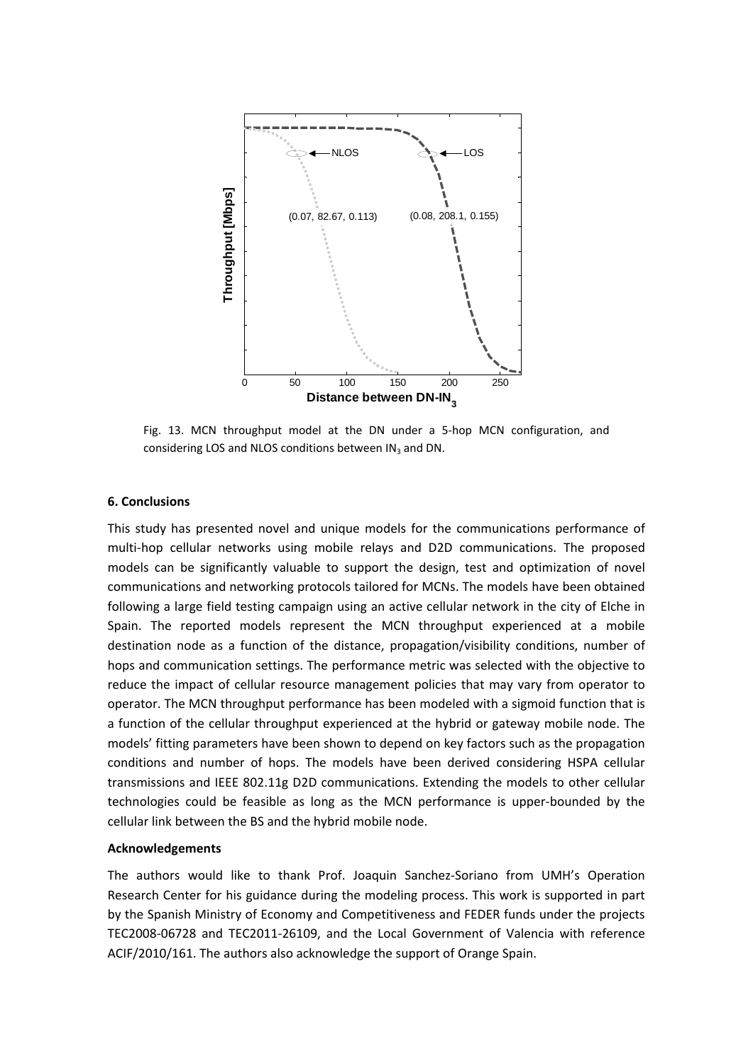Fig. 13. MCN throughput model at the DN under a 5-hop MCN configuration, and considering LOS and NLOS conditions between $IN_3$ and DN.

### 6. Conclusions

This study has presented novel and unique models for the communications performance of multi-hop cellular networks using mobile relays and D2D communications. The proposed models can be significantly valuable to support the design, test and optimization of novel communications and networking protocols tailored for MCNs. The models have been obtained following a large field testing campaign using an active cellular network in the city of Elche in Spain. The reported models represent the MCN throughput experienced at a mobile destination node as a function of the distance, propagation/visibility conditions, number of hops and communication settings. The performance metric was selected with the objective to reduce the impact of cellular resource management policies that may vary from operator to operator. The MCN throughput performance has been modeled with a sigmoid function that is a function of the cellular throughput experienced at the hybrid or gateway mobile node. The models' fitting parameters have been shown to depend on key factors such as the propagation conditions and number of hops. The models have been derived considering HSPA cellular transmissions and IEEE 802.11g D2D communications. Extending the models to other cellular technologies could be feasible as long as the MCN performance is upper-bounded by the cellular link between the BS and the hybrid mobile node.

### Acknowledgements

The authors would like to thank Prof. Joaquin Sanchez-Soriano from UMH's Operation Research Center for his guidance during the modeling process. This work is supported in part by the Spanish Ministry of Economy and Competitiveness and FEDER funds under the projects TEC2008-06728 and TEC2011-26109, and the Local Government of Valencia with reference ACIF/2010/161. The authors also acknowledge the support of Orange Spain.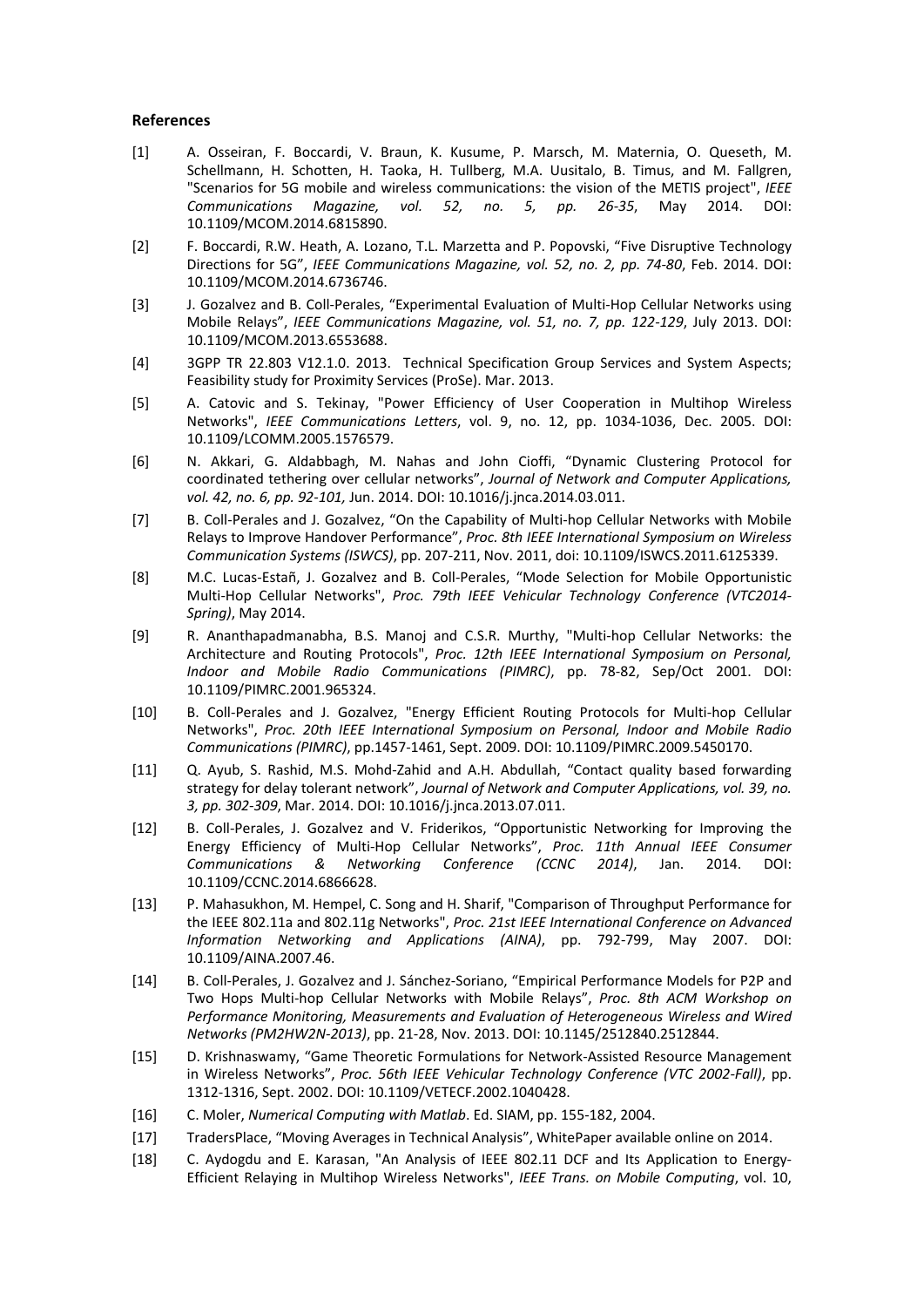**References**

[1] A. Osseiran, F. Boccardi, V. Braun, K. Kusume, P. Marsch, M. Maternia, O. Queseth, M. Schellmann, H. Schotten, H. Taoka, H. Tullberg, M.A. Uusitalo, B. Timus, and M. Fallgren, "Scenarios for 5G mobile and wireless communications: the vision of the METIS project", *IEEE Communications Magazine, vol. 52, no. 5, pp. 26-35*, May 2014. DOI: 10.1109/MCOM.2014.6815890.

[2] F. Boccardi, R.W. Heath, A. Lozano, T.L. Marzetta and P. Popovski, "Five Disruptive Technology Directions for 5G", *IEEE Communications Magazine, vol. 52, no. 2, pp. 74-80*, Feb. 2014. DOI: 10.1109/MCOM.2014.6736746.

[3] J. Gozalvez and B. Coll-Perales, "Experimental Evaluation of Multi-Hop Cellular Networks using Mobile Relays", *IEEE Communications Magazine, vol. 51, no. 7, pp. 122-129*, July 2013. DOI: 10.1109/MCOM.2013.6553688.

[4] 3GPP TR 22.803 V12.1.0. 2013. Technical Specification Group Services and System Aspects; Feasibility study for Proximity Services (ProSe). Mar. 2013.

[5] A. Catovic and S. Tekinay, "Power Efficiency of User Cooperation in Multihop Wireless Networks", *IEEE Communications Letters*, vol. 9, no. 12, pp. 1034-1036, Dec. 2005. DOI: 10.1109/LCOMM.2005.1576579.

[6] N. Akkari, G. Aldabbagh, M. Nahas and John Cioffi, "Dynamic Clustering Protocol for coordinated tethering over cellular networks", *Journal of Network and Computer Applications, vol. 42, no. 6, pp. 92-101,* Jun. 2014. DOI: 10.1016/j.jnca.2014.03.011.

[7] B. Coll-Perales and J. Gozalvez, "On the Capability of Multi-hop Cellular Networks with Mobile Relays to Improve Handover Performance", *Proc. 8th IEEE International Symposium on Wireless Communication Systems (ISWCS)*, pp. 207-211, Nov. 2011, doi: 10.1109/ISWCS.2011.6125339.

[8] M.C. Lucas-Estañ, J. Gozalvez and B. Coll-Perales, "Mode Selection for Mobile Opportunistic Multi-Hop Cellular Networks", *Proc. 79th IEEE Vehicular Technology Conference (VTC2014-Spring)*, May 2014.

[9] R. Ananthapadmanabha, B.S. Manoj and C.S.R. Murthy, "Multi-hop Cellular Networks: the Architecture and Routing Protocols", *Proc. 12th IEEE International Symposium on Personal, Indoor and Mobile Radio Communications (PIMRC)*, pp. 78-82, Sep/Oct 2001. DOI: 10.1109/PIMRC.2001.965324.

[10] B. Coll-Perales and J. Gozalvez, "Energy Efficient Routing Protocols for Multi-hop Cellular Networks", *Proc. 20th IEEE International Symposium on Personal, Indoor and Mobile Radio Communications (PIMRC)*, pp.1457-1461, Sept. 2009. DOI: 10.1109/PIMRC.2009.5450170.

[11] Q. Ayub, S. Rashid, M.S. Mohd-Zahid and A.H. Abdullah, "Contact quality based forwarding strategy for delay tolerant network", *Journal of Network and Computer Applications, vol. 39, no. 3, pp. 302-309*, Mar. 2014. DOI: 10.1016/j.jnca.2013.07.011.

[12] B. Coll-Perales, J. Gozalvez and V. Friderikos, "Opportunistic Networking for Improving the Energy Efficiency of Multi-Hop Cellular Networks", *Proc. 11th Annual IEEE Consumer Communications & Networking Conference (CCNC 2014)*, Jan. 2014. DOI: 10.1109/CCNC.2014.6866628.

[13] P. Mahasukhon, M. Hempel, C. Song and H. Sharif, "Comparison of Throughput Performance for the IEEE 802.11a and 802.11g Networks", *Proc. 21st IEEE International Conference on Advanced Information Networking and Applications (AINA)*, pp. 792-799, May 2007. DOI: 10.1109/AINA.2007.46.

[14] B. Coll-Perales, J. Gozalvez and J. Sánchez-Soriano, "Empirical Performance Models for P2P and Two Hops Multi-hop Cellular Networks with Mobile Relays", *Proc. 8th ACM Workshop on Performance Monitoring, Measurements and Evaluation of Heterogeneous Wireless and Wired Networks (PM2HW2N-2013)*, pp. 21-28, Nov. 2013. DOI: 10.1145/2512840.2512844.

[15] D. Krishnaswamy, "Game Theoretic Formulations for Network-Assisted Resource Management in Wireless Networks", *Proc. 56th IEEE Vehicular Technology Conference (VTC 2002-Fall)*, pp. 1312-1316, Sept. 2002. DOI: 10.1109/VETECF.2002.1040428.

[16] C. Moler, *Numerical Computing with Matlab*. Ed. SIAM, pp. 155-182, 2004.

[17] TradersPlace, "Moving Averages in Technical Analysis", WhitePaper available online on 2014.

[18] C. Aydogdu and E. Karasan, "An Analysis of IEEE 802.11 DCF and Its Application to Energy-Efficient Relaying in Multihop Wireless Networks", *IEEE Trans. on Mobile Computing*, vol. 10,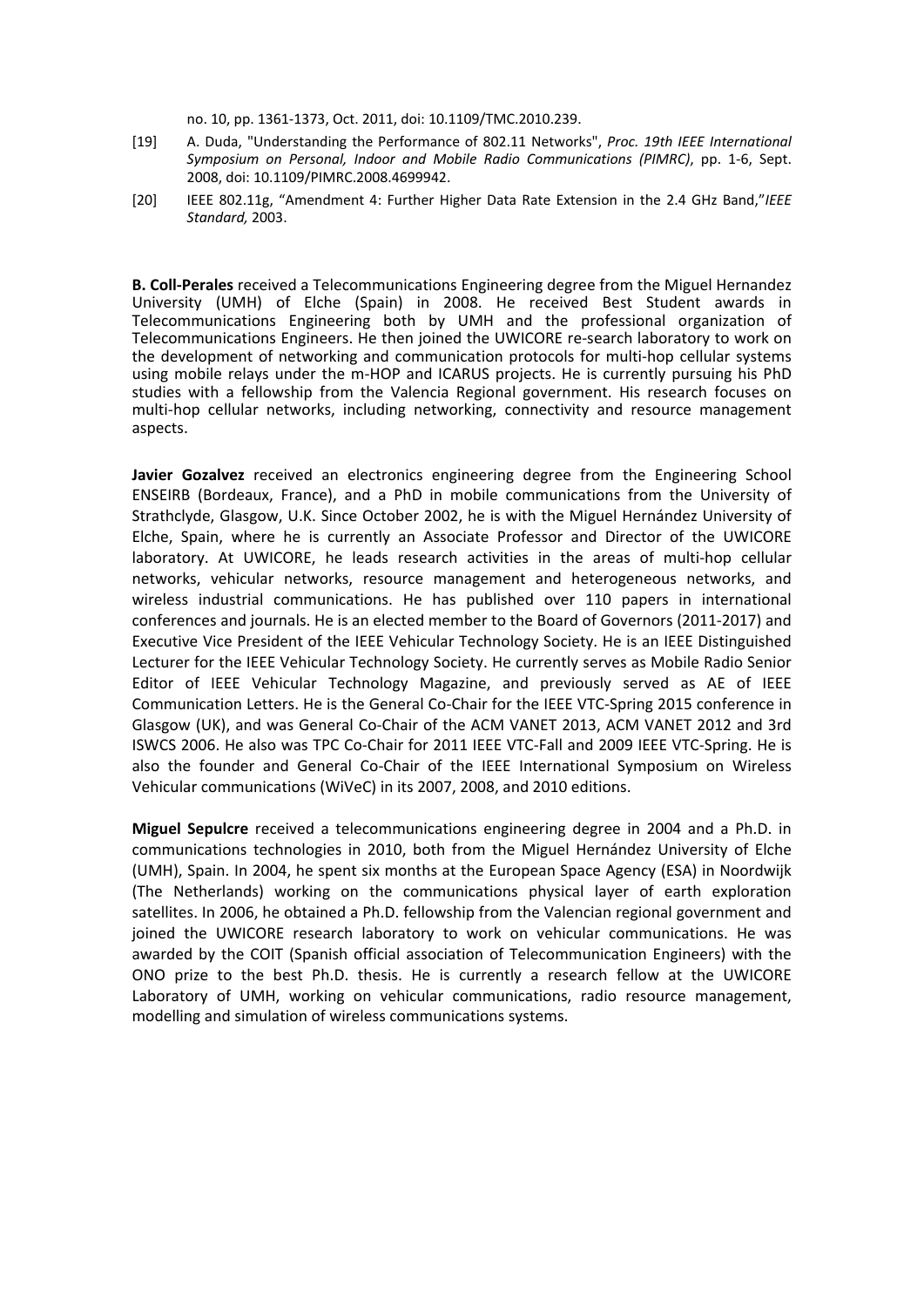no. 10, pp. 1361-1373, Oct. 2011, doi: 10.1109/TMC.2010.239.

[19] A. Duda, "Understanding the Performance of 802.11 Networks", *Proc. 19th IEEE International Symposium on Personal, Indoor and Mobile Radio Communications (PIMRC)*, pp. 1-6, Sept. 2008, doi: 10.1109/PIMRC.2008.4699942.

[20] IEEE 802.11g, "Amendment 4: Further Higher Data Rate Extension in the 2.4 GHz Band,"*IEEE Standard,* 2003.

**B. Coll-Perales** received a Telecommunications Engineering degree from the Miguel Hernandez University (UMH) of Elche (Spain) in 2008. He received Best Student awards in Telecommunications Engineering both by UMH and the professional organization of Telecommunications Engineers. He then joined the UWICORE re-search laboratory to work on the development of networking and communication protocols for multi-hop cellular systems using mobile relays under the m-HOP and ICARUS projects. He is currently pursuing his PhD studies with a fellowship from the Valencia Regional government. His research focuses on multi-hop cellular networks, including networking, connectivity and resource management aspects.

**Javier Gozalvez** received an electronics engineering degree from the Engineering School ENSEIRB (Bordeaux, France), and a PhD in mobile communications from the University of Strathclyde, Glasgow, U.K. Since October 2002, he is with the Miguel Hernández University of Elche, Spain, where he is currently an Associate Professor and Director of the UWICORE laboratory. At UWICORE, he leads research activities in the areas of multi-hop cellular networks, vehicular networks, resource management and heterogeneous networks, and wireless industrial communications. He has published over 110 papers in international conferences and journals. He is an elected member to the Board of Governors (2011-2017) and Executive Vice President of the IEEE Vehicular Technology Society. He is an IEEE Distinguished Lecturer for the IEEE Vehicular Technology Society. He currently serves as Mobile Radio Senior Editor of IEEE Vehicular Technology Magazine, and previously served as AE of IEEE Communication Letters. He is the General Co-Chair for the IEEE VTC-Spring 2015 conference in Glasgow (UK), and was General Co-Chair of the ACM VANET 2013, ACM VANET 2012 and 3rd ISWCS 2006. He also was TPC Co-Chair for 2011 IEEE VTC-Fall and 2009 IEEE VTC-Spring. He is also the founder and General Co-Chair of the IEEE International Symposium on Wireless Vehicular communications (WiVeC) in its 2007, 2008, and 2010 editions.

**Miguel Sepulcre** received a telecommunications engineering degree in 2004 and a Ph.D. in communications technologies in 2010, both from the Miguel Hernández University of Elche (UMH), Spain. In 2004, he spent six months at the European Space Agency (ESA) in Noordwijk (The Netherlands) working on the communications physical layer of earth exploration satellites. In 2006, he obtained a Ph.D. fellowship from the Valencian regional government and joined the UWICORE research laboratory to work on vehicular communications. He was awarded by the COIT (Spanish official association of Telecommunication Engineers) with the ONO prize to the best Ph.D. thesis. He is currently a research fellow at the UWICORE Laboratory of UMH, working on vehicular communications, radio resource management, modelling and simulation of wireless communications systems.